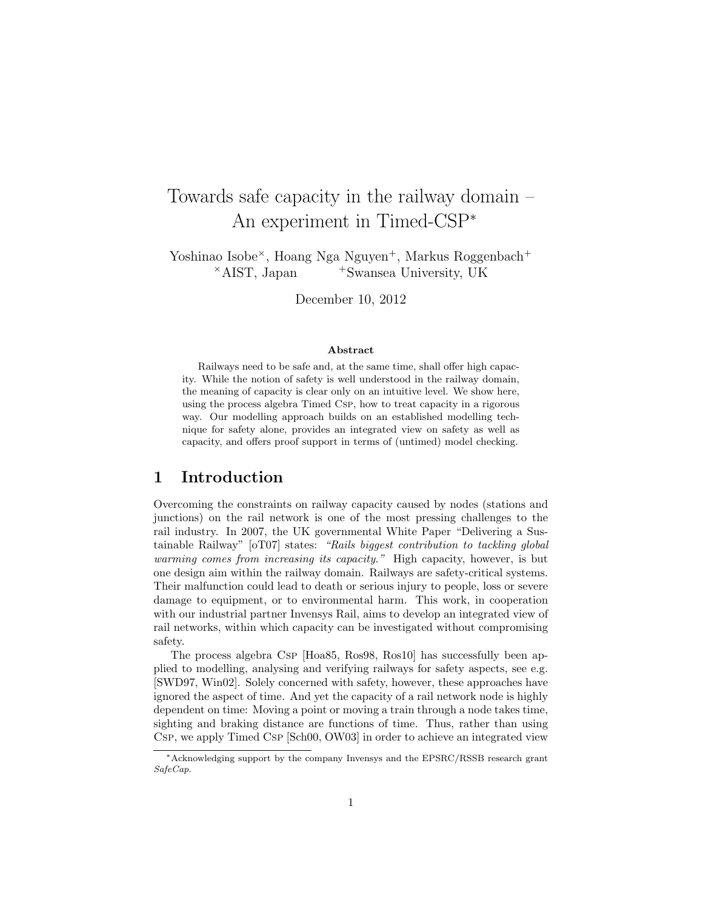# Towards safe capacity in the railway domain – An experiment in Timed-CSP*

Yoshinao Isobe[×], Hoang Nga Nguyen[+], Markus Roggenbach[+]
[×]AIST, Japan [+]Swansea University, UK

December 10, 2012

### Abstract

Railways need to be safe and, at the same time, shall offer high capacity. While the notion of safety is well understood in the railway domain, the meaning of capacity is clear only on an intuitive level. We show here, using the process algebra Timed Csp, how to treat capacity in a rigorous way. Our modelling approach builds on an established modelling technique for safety alone, provides an integrated view on safety as well as capacity, and offers proof support in terms of (untimed) model checking.

## 1 Introduction

Overcoming the constraints on railway capacity caused by nodes (stations and junctions) on the rail network is one of the most pressing challenges to the rail industry. In 2007, the UK governmental White Paper "Delivering a Sustainable Railway" [oT07] states: *"Rails biggest contribution to tackling global warming comes from increasing its capacity."* High capacity, however, is but one design aim within the railway domain. Railways are safety-critical systems. Their malfunction could lead to death or serious injury to people, loss or severe damage to equipment, or to environmental harm. This work, in cooperation with our industrial partner Invensys Rail, aims to develop an integrated view of rail networks, within which capacity can be investigated without compromising safety.

The process algebra Csp [Hoa85, Ros98, Ros10] has successfully been applied to modelling, analysing and verifying railways for safety aspects, see e.g. [SWD97, Win02]. Solely concerned with safety, however, these approaches have ignored the aspect of time. And yet the capacity of a rail network node is highly dependent on time: Moving a point or moving a train through a node takes time, sighting and braking distance are functions of time. Thus, rather than using Csp, we apply Timed Csp [Sch00, OW03] in order to achieve an integrated view

*Acknowledging support by the company Invensys and the EPSRC/RSSB research grant *SafeCap*.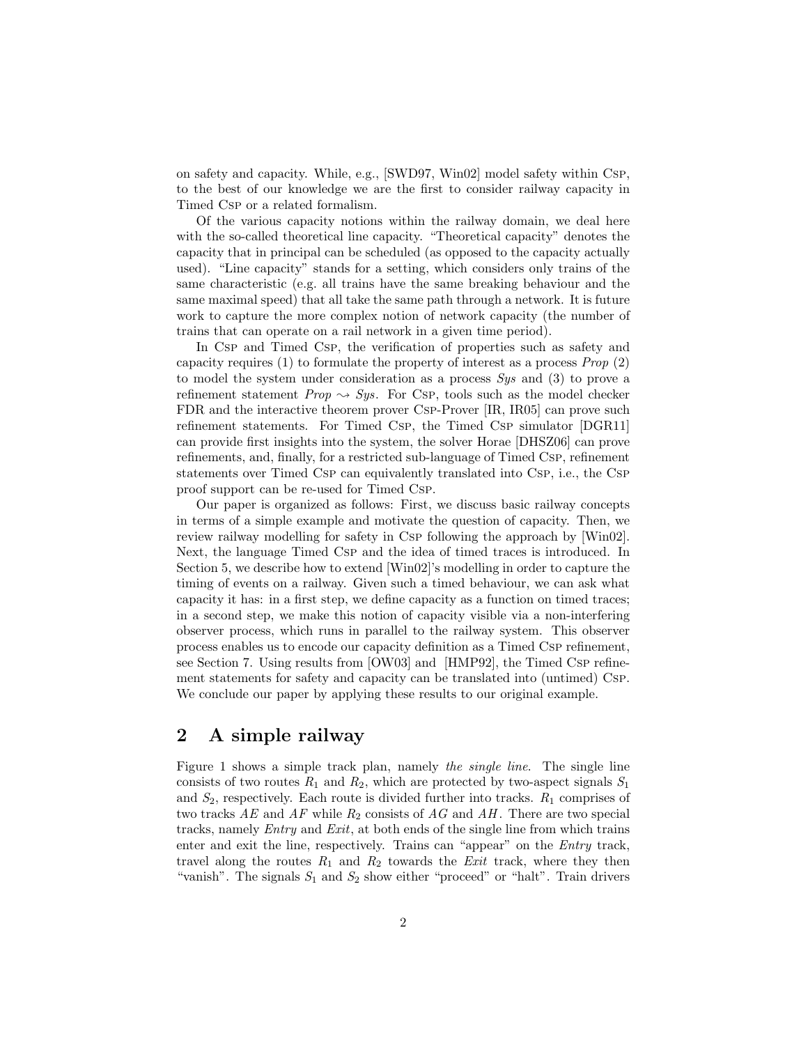on safety and capacity. While, e.g., [SWD97, Win02] model safety within Csp, to the best of our knowledge we are the first to consider railway capacity in Timed Csp or a related formalism.

Of the various capacity notions within the railway domain, we deal here with the so-called theoretical line capacity. "Theoretical capacity" denotes the capacity that in principal can be scheduled (as opposed to the capacity actually used). "Line capacity" stands for a setting, which considers only trains of the same characteristic (e.g. all trains have the same breaking behaviour and the same maximal speed) that all take the same path through a network. It is future work to capture the more complex notion of network capacity (the number of trains that can operate on a rail network in a given time period).

In Csp and Timed Csp, the verification of properties such as safety and capacity requires (1) to formulate the property of interest as a process *Prop* (2) to model the system under consideration as a process *Sys* and (3) to prove a refinement statement $Prop \rightsquigarrow Sys$. For Csp, tools such as the model checker FDR and the interactive theorem prover Csp-Prover [IR, IR05] can prove such refinement statements. For Timed Csp, the Timed Csp simulator [DGR11] can provide first insights into the system, the solver Horae [DHSZ06] can prove refinements, and, finally, for a restricted sub-language of Timed Csp, refinement statements over Timed Csp can equivalently translated into Csp, i.e., the Csp proof support can be re-used for Timed Csp.

Our paper is organized as follows: First, we discuss basic railway concepts in terms of a simple example and motivate the question of capacity. Then, we review railway modelling for safety in Csp following the approach by [Win02]. Next, the language Timed Csp and the idea of timed traces is introduced. In Section 5, we describe how to extend [Win02]'s modelling in order to capture the timing of events on a railway. Given such a timed behaviour, we can ask what capacity it has: in a first step, we define capacity as a function on timed traces; in a second step, we make this notion of capacity visible via a non-interfering observer process, which runs in parallel to the railway system. This observer process enables us to encode our capacity definition as a Timed Csp refinement, see Section 7. Using results from [OW03] and [HMP92], the Timed Csp refinement statements for safety and capacity can be translated into (untimed) Csp. We conclude our paper by applying these results to our original example.

## 2 A simple railway

Figure 1 shows a simple track plan, namely *the single line*. The single line consists of two routes $R_1$ and $R_2$, which are protected by two-aspect signals $S_1$ and $S_2$, respectively. Each route is divided further into tracks. $R_1$ comprises of two tracks $AE$ and $AF$ while $R_2$ consists of $AG$ and $AH$. There are two special tracks, namely *Entry* and *Exit*, at both ends of the single line from which trains enter and exit the line, respectively. Trains can "appear" on the *Entry* track, travel along the routes $R_1$ and $R_2$ towards the *Exit* track, where they then "vanish". The signals $S_1$ and $S_2$ show either "proceed" or "halt". Train drivers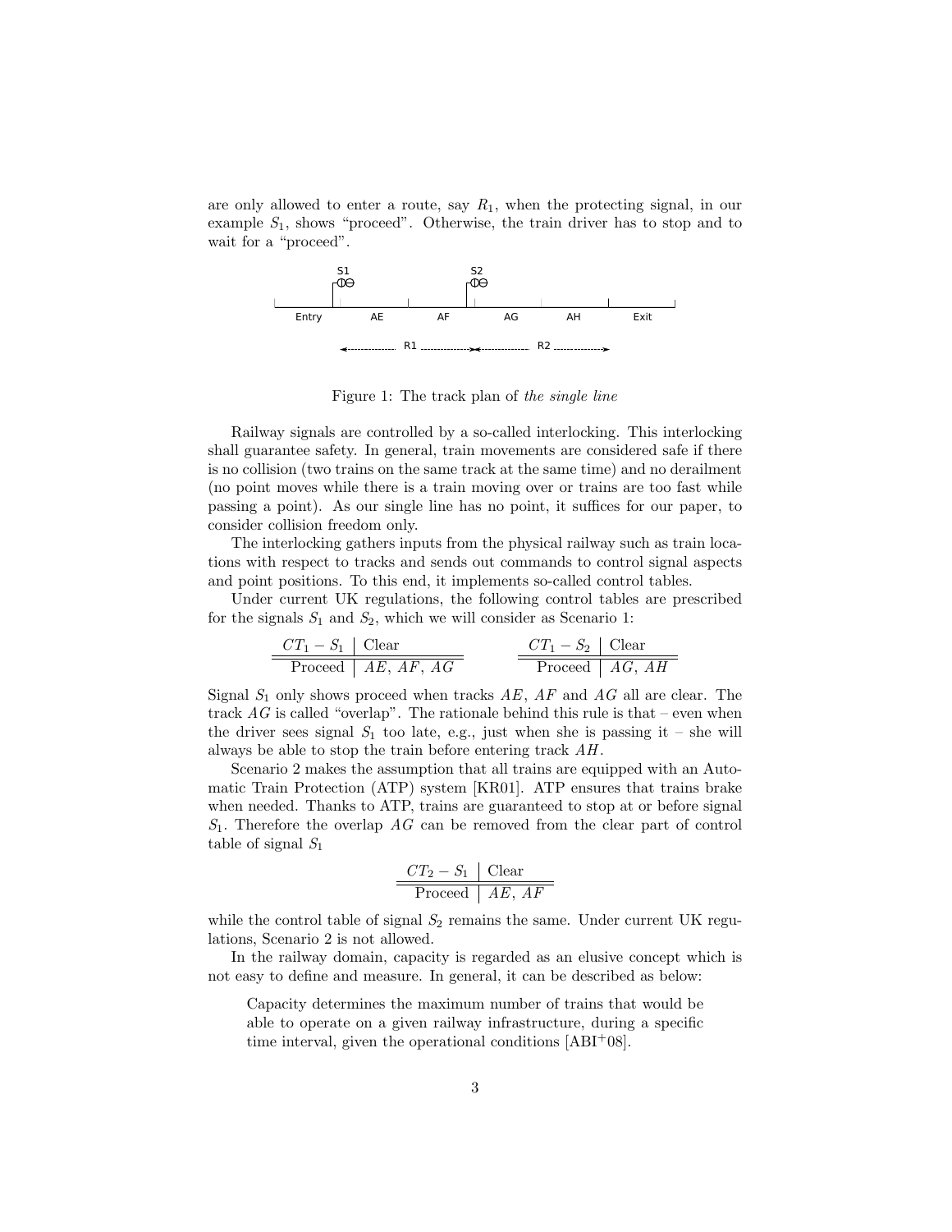are only allowed to enter a route, say $R_1$, when the protecting signal, in our example $S_1$, shows "proceed". Otherwise, the train driver has to stop and to wait for a "proceed".

S1

S2

Entry AE AF AG AH Exit

R1

R2

Figure 1: The track plan of *the single line*

Railway signals are controlled by a so-called interlocking. This interlocking shall guarantee safety. In general, train movements are considered safe if there is no collision (two trains on the same track at the same time) and no derailment (no point moves while there is a train moving over or trains are too fast while passing a point). As our single line has no point, it suffices for our paper, to consider collision freedom only.

The interlocking gathers inputs from the physical railway such as train locations with respect to tracks and sends out commands to control signal aspects and point positions. To this end, it implements so-called control tables.

Under current UK regulations, the following control tables are prescribed for the signals $S_1$ and $S_2$, which we will consider as Scenario 1:

| $CT_1 - S_1$ | Clear |
|---|---|
| Proceed | $AE$, $AF$, $AG$ |

| $CT_1 - S_2$ | Clear |
|---|---|
| Proceed | $AG$, $AH$ |

Signal $S_1$ only shows proceed when tracks $AE$, $AF$ and $AG$ all are clear. The track $AG$ is called "overlap". The rationale behind this rule is that – even when the driver sees signal $S_1$ too late, e.g., just when she is passing it – she will always be able to stop the train before entering track $AH$.

Scenario 2 makes the assumption that all trains are equipped with an Automatic Train Protection (ATP) system [KR01]. ATP ensures that trains brake when needed. Thanks to ATP, trains are guaranteed to stop at or before signal $S_1$. Therefore the overlap $AG$ can be removed from the clear part of control table of signal $S_1$

| $CT_2 - S_1$ | Clear |
|---|---|
| Proceed | $AE$, $AF$ |

while the control table of signal $S_2$ remains the same. Under current UK regulations, Scenario 2 is not allowed.

In the railway domain, capacity is regarded as an elusive concept which is not easy to define and measure. In general, it can be described as below:

> Capacity determines the maximum number of trains that would be able to operate on a given railway infrastructure, during a specific time interval, given the operational conditions [ABI+08].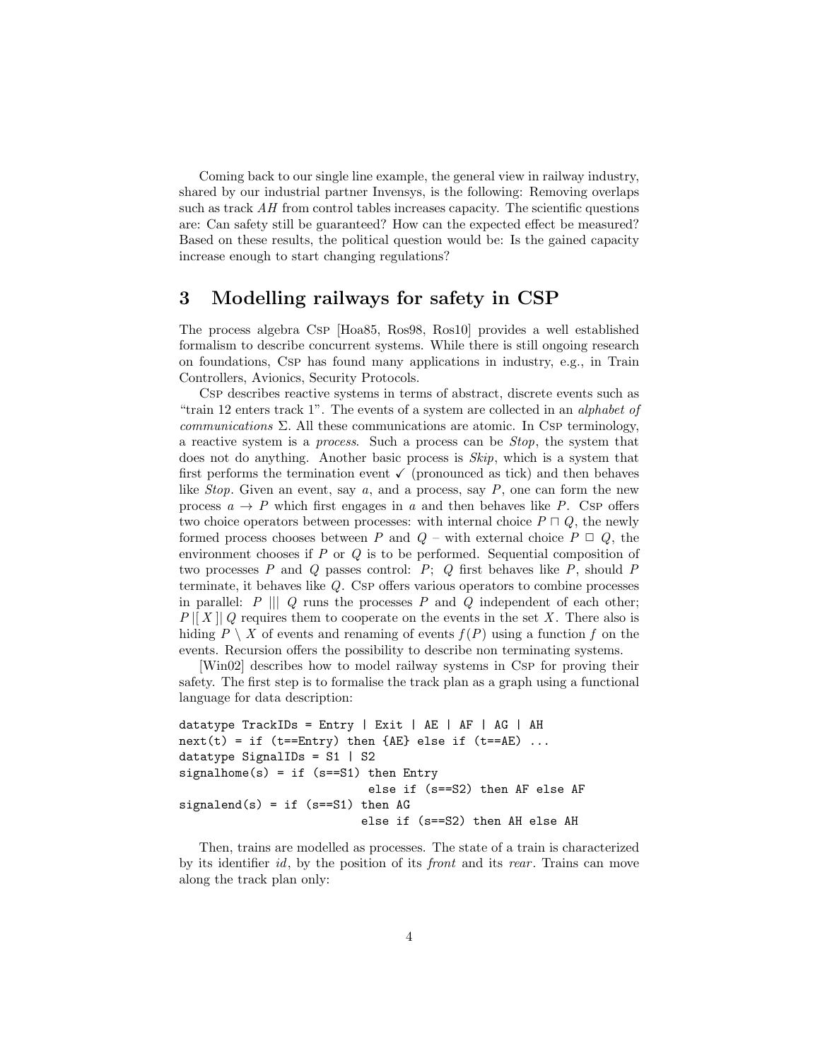Coming back to our single line example, the general view in railway industry, shared by our industrial partner Invensys, is the following: Removing overlaps such as track $AH$ from control tables increases capacity. The scientific questions are: Can safety still be guaranteed? How can the expected effect be measured? Based on these results, the political question would be: Is the gained capacity increase enough to start changing regulations?

## 3 Modelling railways for safety in CSP

The process algebra Csp [Hoa85, Ros98, Ros10] provides a well established formalism to describe concurrent systems. While there is still ongoing research on foundations, Csp has found many applications in industry, e.g., in Train Controllers, Avionics, Security Protocols.

Csp describes reactive systems in terms of abstract, discrete events such as "train 12 enters track 1". The events of a system are collected in an *alphabet of communications* $\Sigma$. All these communications are atomic. In Csp terminology, a reactive system is a *process*. Such a process can be *Stop*, the system that does not do anything. Another basic process is *Skip*, which is a system that first performs the termination event $\checkmark$ (pronounced as tick) and then behaves like *Stop*. Given an event, say $a$, and a process, say $P$, one can form the new process $a \rightarrow P$ which first engages in $a$ and then behaves like $P$. Csp offers two choice operators between processes: with internal choice $P \sqcap Q$, the newly formed process chooses between $P$ and $Q$ – with external choice $P \,\Box\, Q$, the environment chooses if $P$ or $Q$ is to be performed. Sequential composition of two processes $P$ and $Q$ passes control: $P; \ Q$ first behaves like $P$, should $P$ terminate, it behaves like $Q$. Csp offers various operators to combine processes in parallel: $P \;|||\; Q$ runs the processes $P$ and $Q$ independent of each other; $P \,[\![\, X \,]\!]\, Q$ requires them to cooperate on the events in the set $X$. There also is hiding $P \setminus X$ of events and renaming of events $f(P)$ using a function $f$ on the events. Recursion offers the possibility to describe non terminating systems.

[Win02] describes how to model railway systems in Csp for proving their safety. The first step is to formalise the track plan as a graph using a functional language for data description:

```
datatype TrackIDs = Entry | Exit | AE | AF | AG | AH
next(t) = if (t==Entry) then {AE} else if (t==AE) ...
datatype SignalIDs = S1 | S2
signalhome(s) = if (s==S1) then Entry
                             else if (s==S2) then AF else AF
signalend(s) = if (s==S1) then AG
                            else if (s==S2) then AH else AH
```

Then, trains are modelled as processes. The state of a train is characterized by its identifier *id*, by the position of its *front* and its *rear*. Trains can move along the track plan only: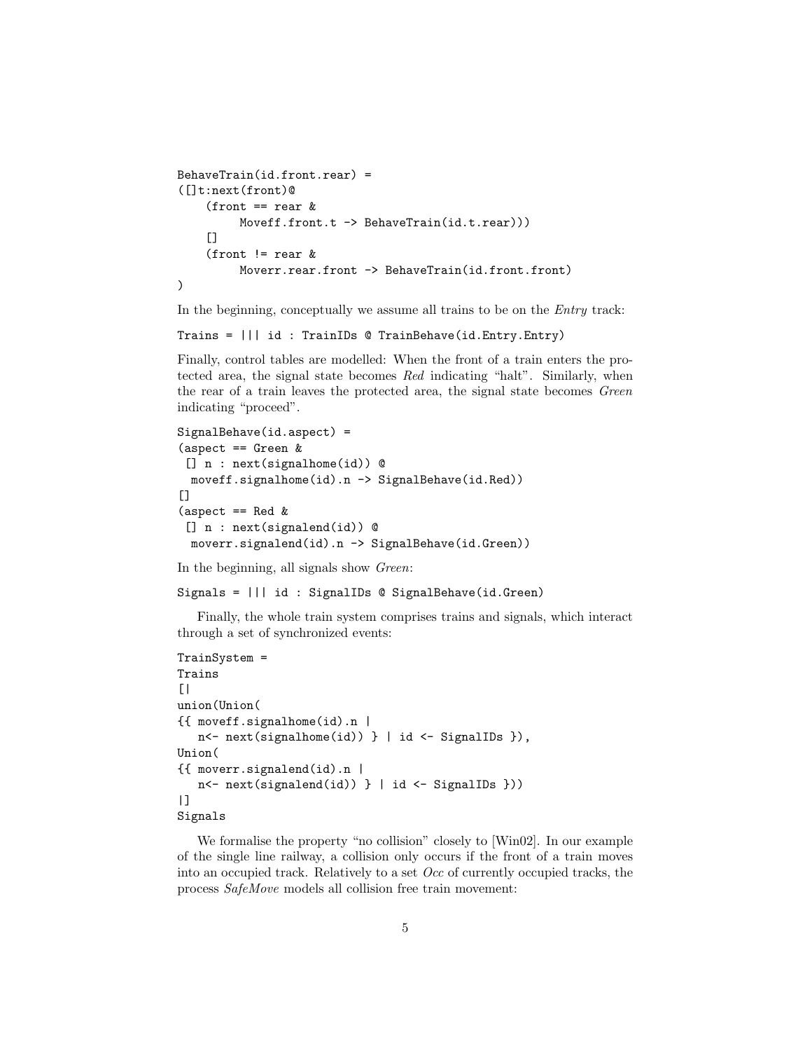```
BehaveTrain(id.front.rear) =
([]t:next(front)@
    (front == rear &
         Moveff.front.t -> BehaveTrain(id.t.rear)))
    []
    (front != rear &
         Moverr.rear.front -> BehaveTrain(id.front.front)
)
```

In the beginning, conceptually we assume all trains to be on the *Entry* track:

```
Trains = ||| id : TrainIDs @ TrainBehave(id.Entry.Entry)
```

Finally, control tables are modelled: When the front of a train enters the protected area, the signal state becomes *Red* indicating "halt". Similarly, when the rear of a train leaves the protected area, the signal state becomes *Green* indicating "proceed".

```
SignalBehave(id.aspect) =
(aspect == Green &
 [] n : next(signalhome(id)) @
  moveff.signalhome(id).n -> SignalBehave(id.Red))
[]
(aspect == Red &
 [] n : next(signalend(id)) @
  moverr.signalend(id).n -> SignalBehave(id.Green))
```

In the beginning, all signals show *Green*:

```
Signals = ||| id : SignalIDs @ SignalBehave(id.Green)
```

Finally, the whole train system comprises trains and signals, which interact through a set of synchronized events:

```
TrainSystem =
Trains
[|
union(Union(
{{ moveff.signalhome(id).n |
   n<- next(signalhome(id)) } | id <- SignalIDs }),
Union(
{{ moverr.signalend(id).n |
   n<- next(signalend(id)) } | id <- SignalIDs }))
|]
Signals
```

We formalise the property "no collision" closely to [Win02]. In our example of the single line railway, a collision only occurs if the front of a train moves into an occupied track. Relatively to a set *Occ* of currently occupied tracks, the process *SafeMove* models all collision free train movement: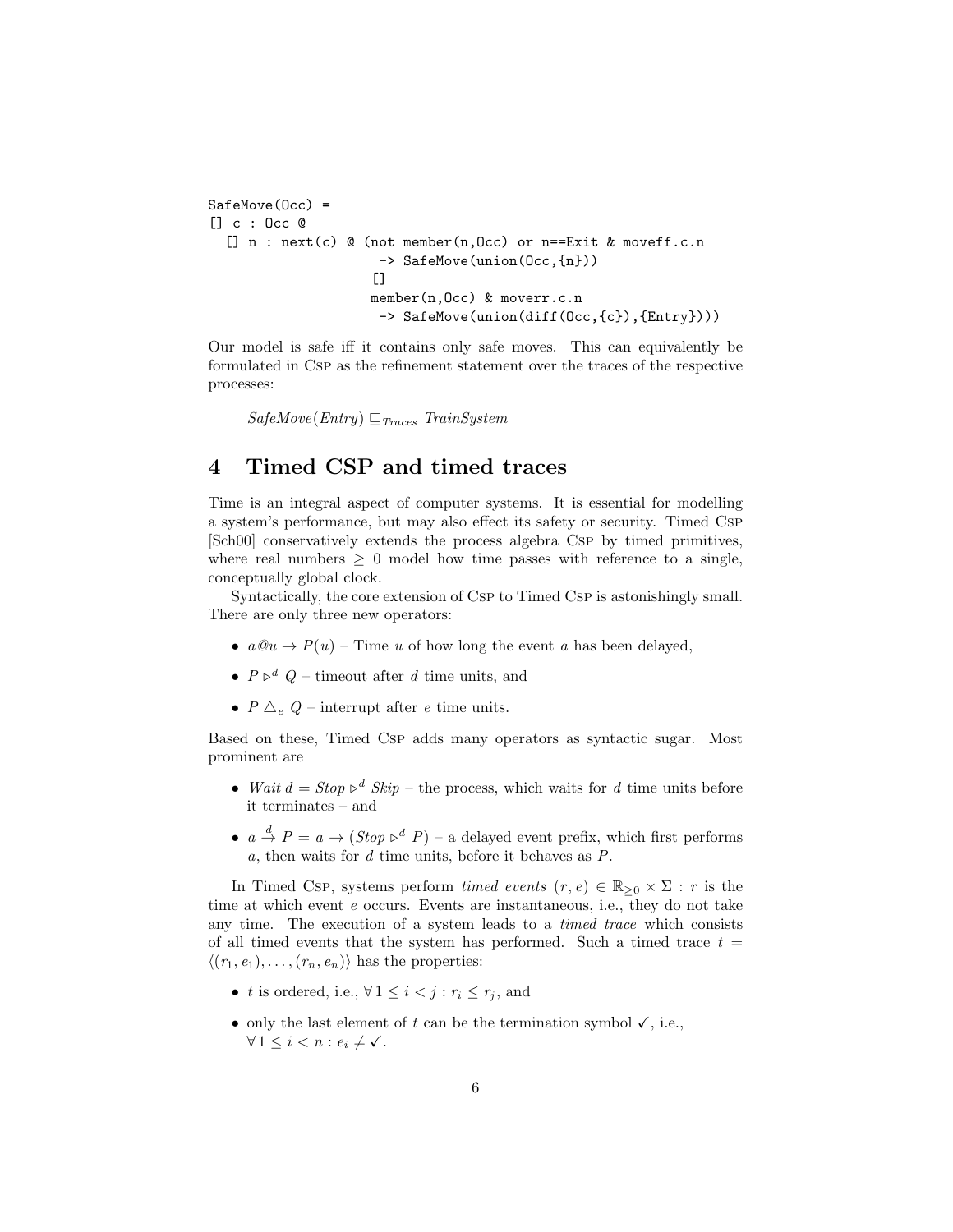```
SafeMove(Occ) =
[] c : Occ @
  [] n : next(c) @ (not member(n,Occ) or n==Exit & moveff.c.n
                     -> SafeMove(union(Occ,{n}))
                    []
                    member(n,Occ) & moverr.c.n
                     -> SafeMove(union(diff(Occ,{c}),{Entry})))
```

Our model is safe iff it contains only safe moves. This can equivalently be formulated in Csp as the refinement statement over the traces of the respective processes:

$$SafeMove(Entry) \sqsubseteq_{Traces} TrainSystem$$

# 4 Timed CSP and timed traces

Time is an integral aspect of computer systems. It is essential for modelling a system's performance, but may also effect its safety or security. Timed Csp [Sch00] conservatively extends the process algebra Csp by timed primitives, where real numbers $\geq 0$ model how time passes with reference to a single, conceptually global clock.

Syntactically, the core extension of Csp to Timed Csp is astonishingly small. There are only three new operators:

- $a@u \to P(u)$ – Time $u$ of how long the event $a$ has been delayed,
- $P \rhd^d Q$ – timeout after $d$ time units, and
- $P \bigtriangleup_e Q$ – interrupt after $e$ time units.

Based on these, Timed Csp adds many operators as syntactic sugar. Most prominent are

- $Wait\ d = Stop \rhd^d Skip$ – the process, which waits for $d$ time units before it terminates – and
- $a \stackrel{d}{\to} P = a \to (Stop \rhd^d P)$ – a delayed event prefix, which first performs $a$, then waits for $d$ time units, before it behaves as $P$.

In Timed Csp, systems perform *timed events* $(r, e) \in \mathbb{R}_{\geq 0} \times \Sigma : r$ is the time at which event $e$ occurs. Events are instantaneous, i.e., they do not take any time. The execution of a system leads to a *timed trace* which consists of all timed events that the system has performed. Such a timed trace $t = \langle (r_1, e_1), \ldots, (r_n, e_n) \rangle$ has the properties:

- $t$ is ordered, i.e., $\forall\, 1 \leq i < j : r_i \leq r_j$, and
- only the last element of $t$ can be the termination symbol $\checkmark$, i.e., $\forall\, 1 \leq i < n : e_i \neq \checkmark$.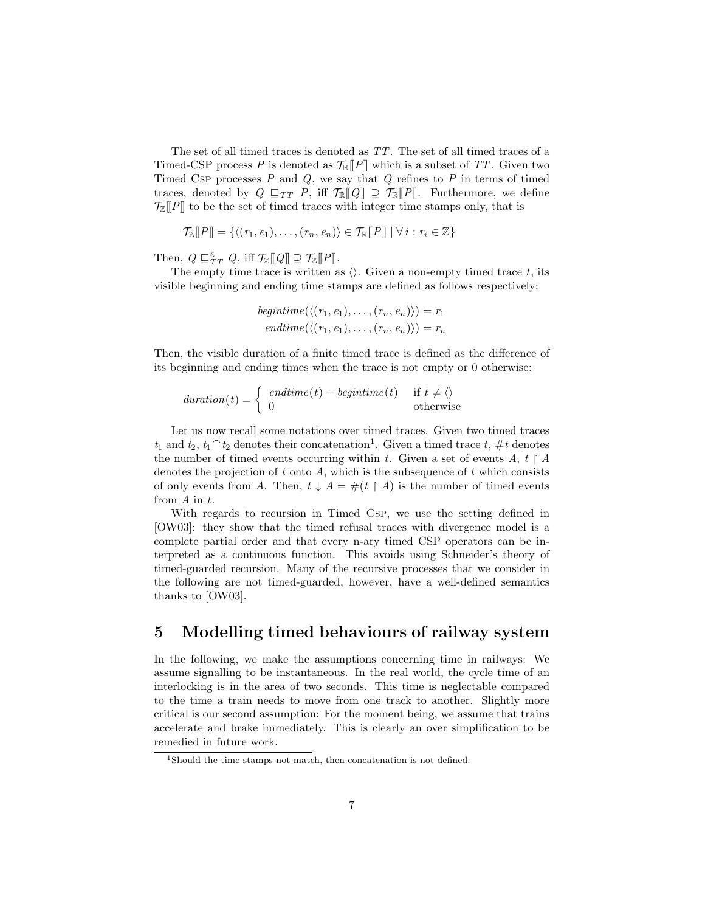The set of all timed traces is denoted as $TT$. The set of all timed traces of a Timed-CSP process $P$ is denoted as $\mathcal{T}_{\mathbb{R}}[\![P]\!]$ which is a subset of $TT$. Given two Timed CSP processes $P$ and $Q$, we say that $Q$ refines to $P$ in terms of timed traces, denoted by $Q \sqsubseteq_{TT} P$, iff $\mathcal{T}_{\mathbb{R}}[\![Q]\!] \supseteq \mathcal{T}_{\mathbb{R}}[\![P]\!]$. Furthermore, we define $\mathcal{T}_{\mathbb{Z}}[\![P]\!]$ to be the set of timed traces with integer time stamps only, that is

$$\mathcal{T}_{\mathbb{Z}}[\![P]\!] = \{\langle (r_1, e_1), \ldots, (r_n, e_n)\rangle \in \mathcal{T}_{\mathbb{R}}[\![P]\!] \mid \forall\, i : r_i \in \mathbb{Z}\}$$

Then, $Q \sqsubseteq_{TT}^{\mathbb{Z}} Q$, iff $\mathcal{T}_{\mathbb{Z}}[\![Q]\!] \supseteq \mathcal{T}_{\mathbb{Z}}[\![P]\!]$.

The empty time trace is written as $\langle\rangle$. Given a non-empty timed trace $t$, its visible beginning and ending time stamps are defined as follows respectively:

$$\begin{aligned} \mathit{begintime}(\langle (r_1, e_1), \ldots, (r_n, e_n)\rangle) &= r_1 \\ \mathit{endtime}(\langle (r_1, e_1), \ldots, (r_n, e_n)\rangle) &= r_n \end{aligned}$$

Then, the visible duration of a finite timed trace is defined as the difference of its beginning and ending times when the trace is not empty or 0 otherwise:

$$\mathit{duration}(t) = \begin{cases} \mathit{endtime}(t) - \mathit{begintime}(t) & \text{if } t \neq \langle\rangle \\ 0 & \text{otherwise} \end{cases}$$

Let us now recall some notations over timed traces. Given two timed traces $t_1$ and $t_2$, $t_1 {}^\frown t_2$ denotes their concatenation[1]. Given a timed trace $t$, $\#t$ denotes the number of timed events occurring within $t$. Given a set of events $A$, $t \upharpoonright A$ denotes the projection of $t$ onto $A$, which is the subsequence of $t$ which consists of only events from $A$. Then, $t \downarrow A = \#(t \upharpoonright A)$ is the number of timed events from $A$ in $t$.

With regards to recursion in Timed CSP, we use the setting defined in [OW03]: they show that the timed refusal traces with divergence model is a complete partial order and that every n-ary timed CSP operators can be interpreted as a continuous function. This avoids using Schneider's theory of timed-guarded recursion. Many of the recursive processes that we consider in the following are not timed-guarded, however, have a well-defined semantics thanks to [OW03].

## 5 Modelling timed behaviours of railway system

In the following, we make the assumptions concerning time in railways: We assume signalling to be instantaneous. In the real world, the cycle time of an interlocking is in the area of two seconds. This time is neglectable compared to the time a train needs to move from one track to another. Slightly more critical is our second assumption: For the moment being, we assume that trains accelerate and brake immediately. This is clearly an over simplification to be remedied in future work.

[1] Should the time stamps not match, then concatenation is not defined.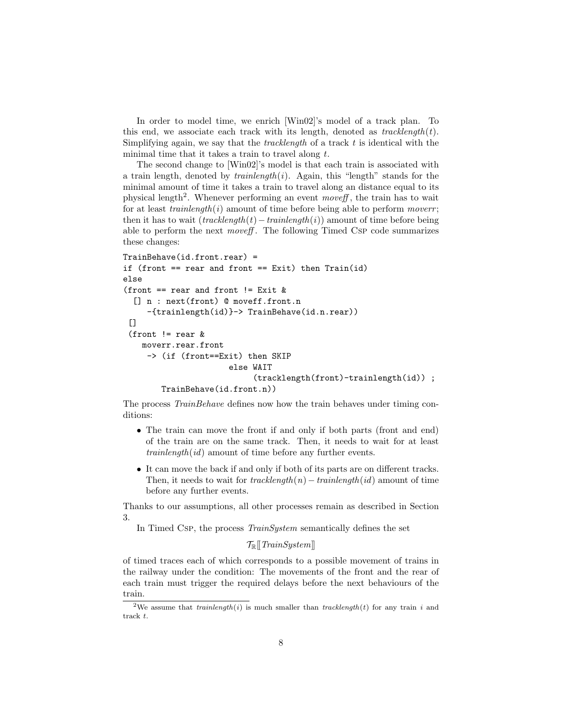In order to model time, we enrich [Win02]'s model of a track plan. To this end, we associate each track with its length, denoted as *tracklength*$(t)$. Simplifying again, we say that the *tracklength* of a track $t$ is identical with the minimal time that it takes a train to travel along $t$.

The second change to [Win02]'s model is that each train is associated with a train length, denoted by *trainlength*$(i)$. Again, this "length" stands for the minimal amount of time it takes a train to travel along an distance equal to its physical length[2]. Whenever performing an event *moveff*, the train has to wait for at least *trainlength*$(i)$ amount of time before being able to perform *moverr*; then it has to wait (*tracklength*$(t)-$*trainlength*$(i)$) amount of time before being able to perform the next *moveff*. The following Timed CSP code summarizes these changes:

```
TrainBehave(id.front.rear) =
if (front == rear and front == Exit) then Train(id)
else
(front == rear and front != Exit &
  [] n : next(front) @ moveff.front.n
     -{trainlength(id)}-> TrainBehave(id.n.rear))
 []
 (front != rear &
    moverr.rear.front
     -> (if (front==Exit) then SKIP
                    else WAIT
                          (tracklength(front)-trainlength(id)) ;
        TrainBehave(id.front.n))
```

The process *TrainBehave* defines now how the train behaves under timing conditions:

- The train can move the front if and only if both parts (front and end) of the train are on the same track. Then, it needs to wait for at least *trainlength*$(id)$ amount of time before any further events.
- It can move the back if and only if both of its parts are on different tracks. Then, it needs to wait for *tracklength*$(n) -$ *trainlength*$(id)$ amount of time before any further events.

Thanks to our assumptions, all other processes remain as described in Section 3.

In Timed CSP, the process *TrainSystem* semantically defines the set

$$\mathcal{T}_{\mathbb{R}}[\![ \mathit{TrainSystem} ]\!]$$

of timed traces each of which corresponds to a possible movement of trains in the railway under the condition: The movements of the front and the rear of each train must trigger the required delays before the next behaviours of the train.

[2]We assume that *trainlength*$(i)$ is much smaller than *tracklength*$(t)$ for any train $i$ and track $t$.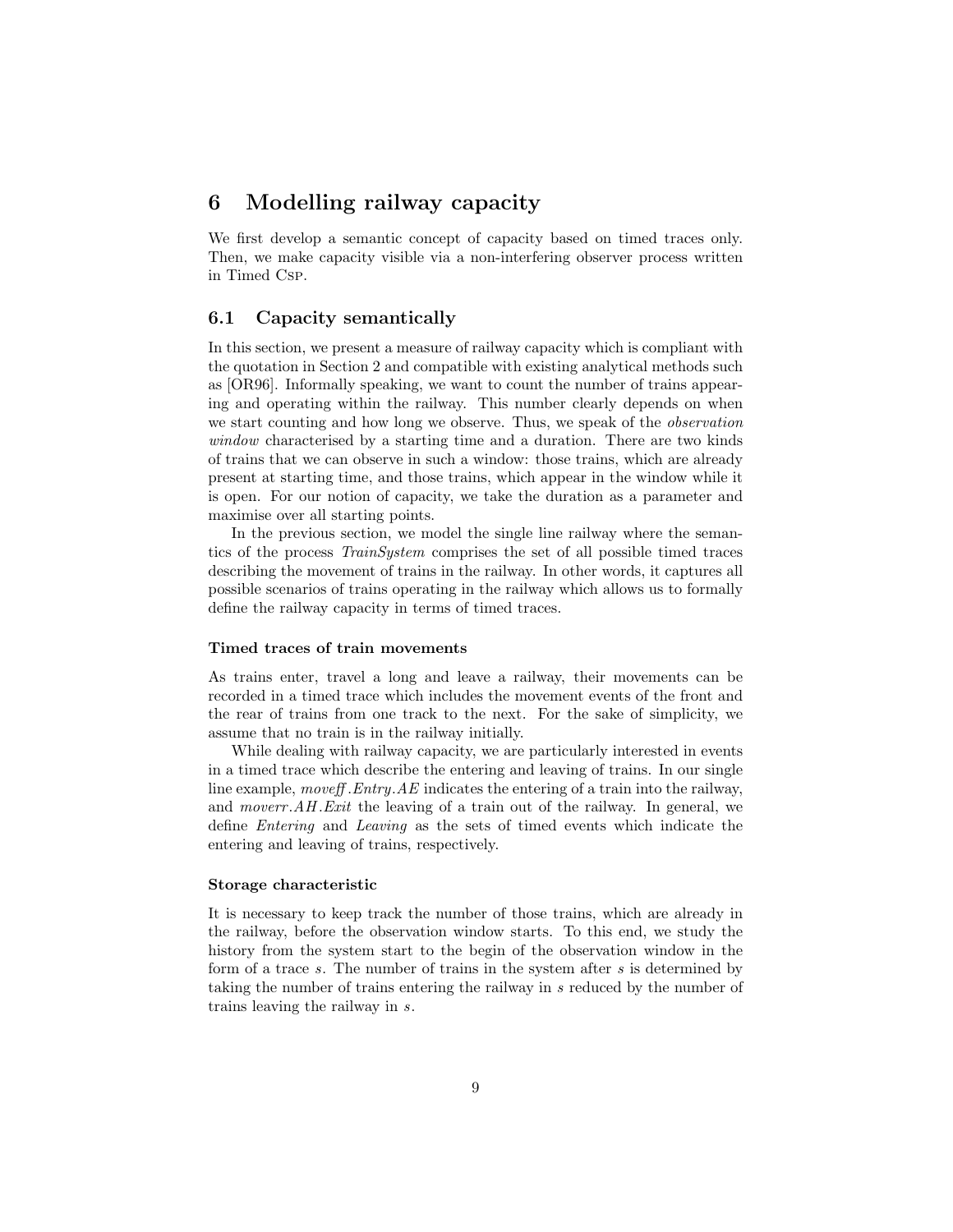# 6 Modelling railway capacity

We first develop a semantic concept of capacity based on timed traces only. Then, we make capacity visible via a non-interfering observer process written in Timed Csp.

## 6.1 Capacity semantically

In this section, we present a measure of railway capacity which is compliant with the quotation in Section 2 and compatible with existing analytical methods such as [OR96]. Informally speaking, we want to count the number of trains appearing and operating within the railway. This number clearly depends on when we start counting and how long we observe. Thus, we speak of the *observation window* characterised by a starting time and a duration. There are two kinds of trains that we can observe in such a window: those trains, which are already present at starting time, and those trains, which appear in the window while it is open. For our notion of capacity, we take the duration as a parameter and maximise over all starting points.

In the previous section, we model the single line railway where the semantics of the process *TrainSystem* comprises the set of all possible timed traces describing the movement of trains in the railway. In other words, it captures all possible scenarios of trains operating in the railway which allows us to formally define the railway capacity in terms of timed traces.

### Timed traces of train movements

As trains enter, travel a long and leave a railway, their movements can be recorded in a timed trace which includes the movement events of the front and the rear of trains from one track to the next. For the sake of simplicity, we assume that no train is in the railway initially.

While dealing with railway capacity, we are particularly interested in events in a timed trace which describe the entering and leaving of trains. In our single line example, *moveff.Entry.AE* indicates the entering of a train into the railway, and *moverr.AH.Exit* the leaving of a train out of the railway. In general, we define *Entering* and *Leaving* as the sets of timed events which indicate the entering and leaving of trains, respectively.

### Storage characteristic

It is necessary to keep track the number of those trains, which are already in the railway, before the observation window starts. To this end, we study the history from the system start to the begin of the observation window in the form of a trace $s$. The number of trains in the system after $s$ is determined by taking the number of trains entering the railway in $s$ reduced by the number of trains leaving the railway in $s$.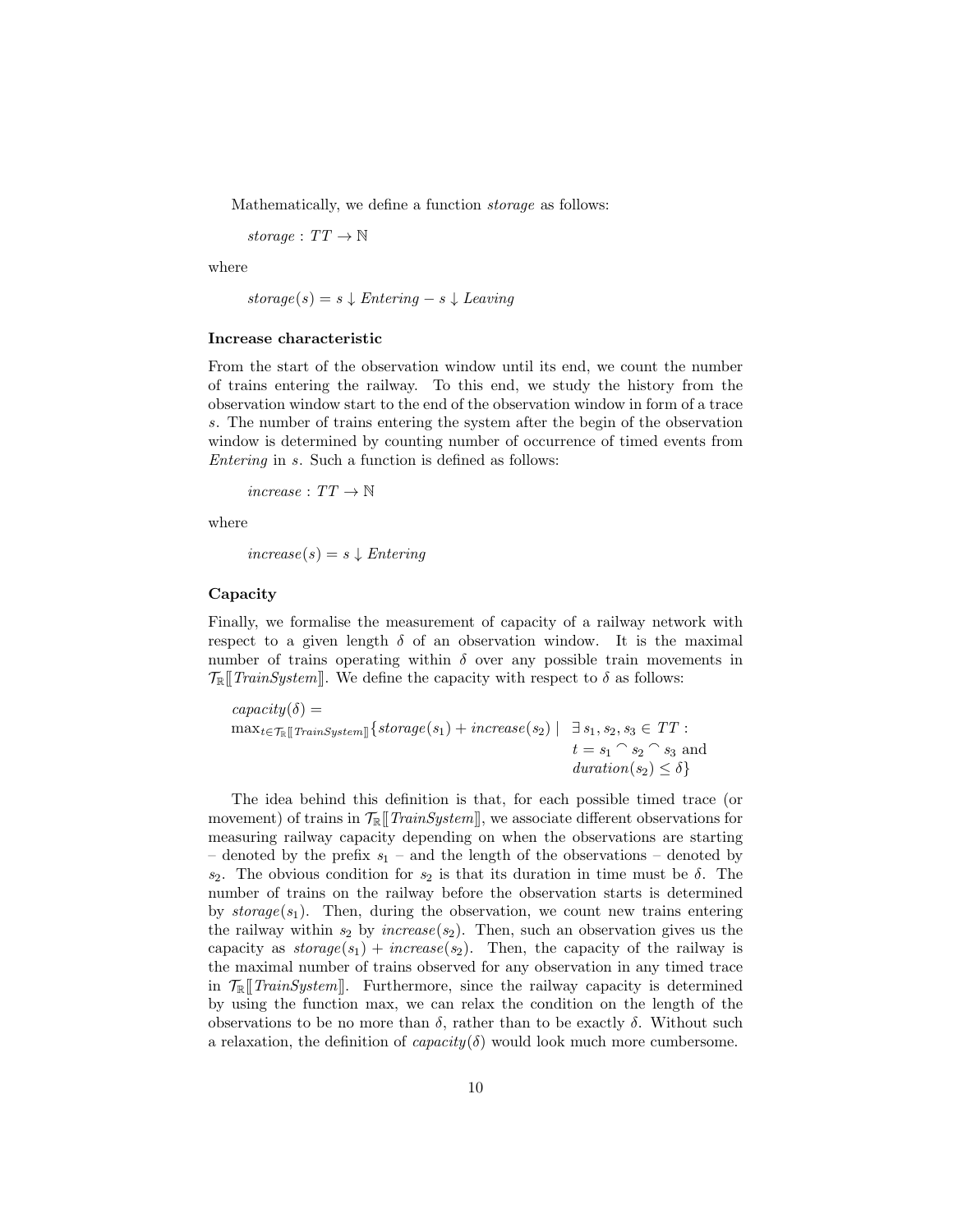Mathematically, we define a function *storage* as follows:

$$storage : TT \rightarrow \mathbb{N}$$

where

$$storage(s) = s \downarrow Entering - s \downarrow Leaving$$

### Increase characteristic

From the start of the observation window until its end, we count the number of trains entering the railway. To this end, we study the history from the observation window start to the end of the observation window in form of a trace $s$. The number of trains entering the system after the begin of the observation window is determined by counting number of occurrence of timed events from *Entering* in $s$. Such a function is defined as follows:

$$increase : TT \rightarrow \mathbb{N}$$

where

$$increase(s) = s \downarrow Entering$$

### Capacity

Finally, we formalise the measurement of capacity of a railway network with respect to a given length $\delta$ of an observation window. It is the maximal number of trains operating within $\delta$ over any possible train movements in $\mathcal{T}_{\mathbb{R}}[\![TrainSystem]\!]$. We define the capacity with respect to $\delta$ as follows:

$$capacity(\delta) = \max_{t \in \mathcal{T}_{\mathbb{R}}[\![TrainSystem]\!]} \{storage(s_1) + increase(s_2) \mid \exists\, s_1, s_2, s_3 \in TT : t = s_1 \frown s_2 \frown s_3 \text{ and } duration(s_2) \leq \delta\}$$

The idea behind this definition is that, for each possible timed trace (or movement) of trains in $\mathcal{T}_{\mathbb{R}}[\![TrainSystem]\!]$, we associate different observations for measuring railway capacity depending on when the observations are starting – denoted by the prefix $s_1$ – and the length of the observations – denoted by $s_2$. The obvious condition for $s_2$ is that its duration in time must be $\delta$. The number of trains on the railway before the observation starts is determined by $storage(s_1)$. Then, during the observation, we count new trains entering the railway within $s_2$ by $increase(s_2)$. Then, such an observation gives us the capacity as $storage(s_1) + increase(s_2)$. Then, the capacity of the railway is the maximal number of trains observed for any observation in any timed trace in $\mathcal{T}_{\mathbb{R}}[\![TrainSystem]\!]$. Furthermore, since the railway capacity is determined by using the function max, we can relax the condition on the length of the observations to be no more than $\delta$, rather than to be exactly $\delta$. Without such a relaxation, the definition of $capacity(\delta)$ would look much more cumbersome.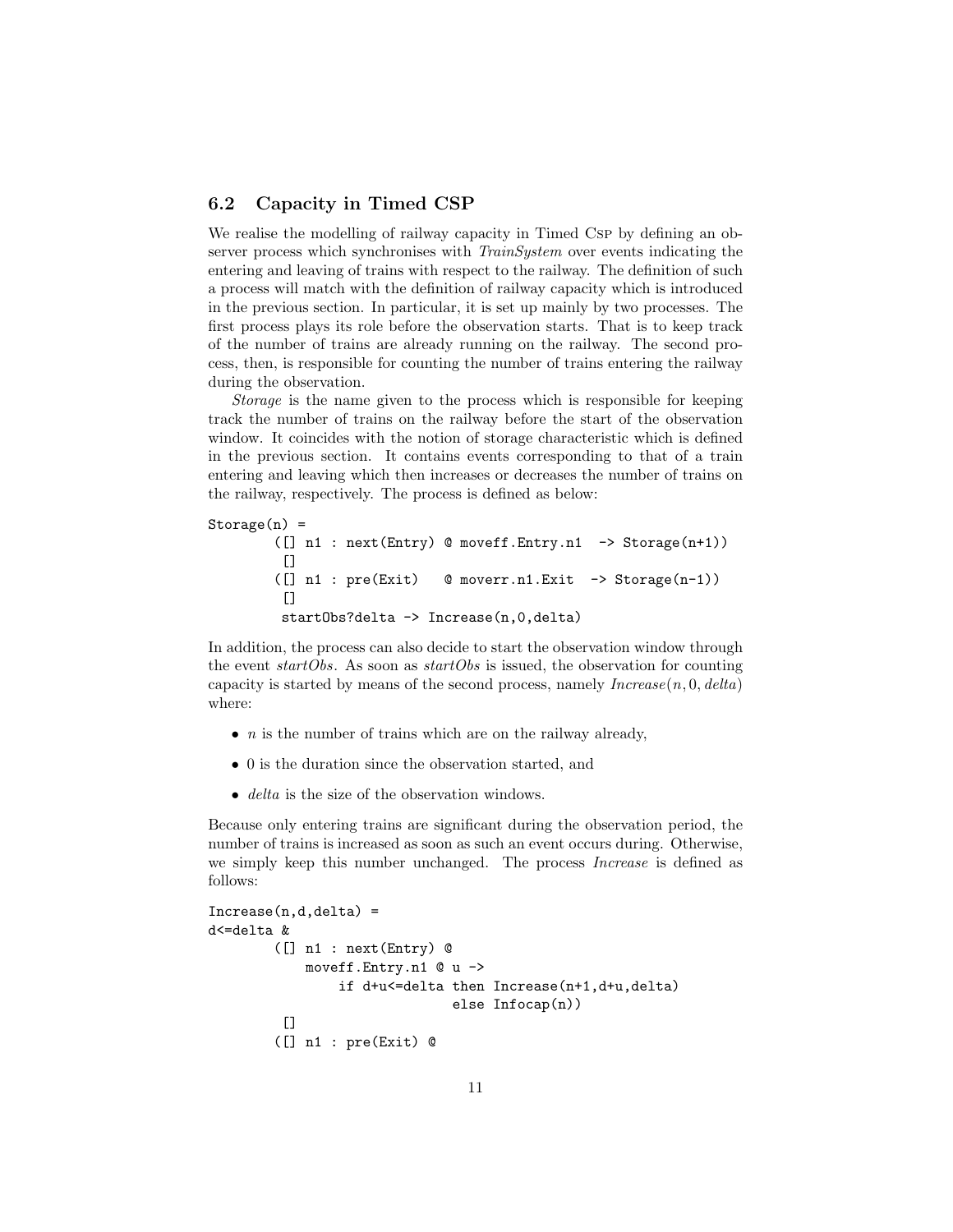## 6.2 Capacity in Timed CSP

We realise the modelling of railway capacity in Timed CSP by defining an observer process which synchronises with *TrainSystem* over events indicating the entering and leaving of trains with respect to the railway. The definition of such a process will match with the definition of railway capacity which is introduced in the previous section. In particular, it is set up mainly by two processes. The first process plays its role before the observation starts. That is to keep track of the number of trains are already running on the railway. The second process, then, is responsible for counting the number of trains entering the railway during the observation.

*Storage* is the name given to the process which is responsible for keeping track the number of trains on the railway before the start of the observation window. It coincides with the notion of storage characteristic which is defined in the previous section. It contains events corresponding to that of a train entering and leaving which then increases or decreases the number of trains on the railway, respectively. The process is defined as below:

```
Storage(n) =
        ([] n1 : next(Entry) @ moveff.Entry.n1  -> Storage(n+1))
         []
        ([] n1 : pre(Exit)   @ moverr.n1.Exit  -> Storage(n-1))
         []
         startObs?delta -> Increase(n,0,delta)
```

In addition, the process can also decide to start the observation window through the event *startObs*. As soon as *startObs* is issued, the observation for counting capacity is started by means of the second process, namely *Increase*$(n, 0, delta)$ where:

- $n$ is the number of trains which are on the railway already,
- 0 is the duration since the observation started, and
- *delta* is the size of the observation windows.

Because only entering trains are significant during the observation period, the number of trains is increased as soon as such an event occurs during. Otherwise, we simply keep this number unchanged. The process *Increase* is defined as follows:

```
Increase(n,d,delta) =
d<=delta &
        ([] n1 : next(Entry) @
            moveff.Entry.n1 @ u ->
                if d+u<=delta then Increase(n+1,d+u,delta)
                              else Infocap(n))
         []
        ([] n1 : pre(Exit) @
```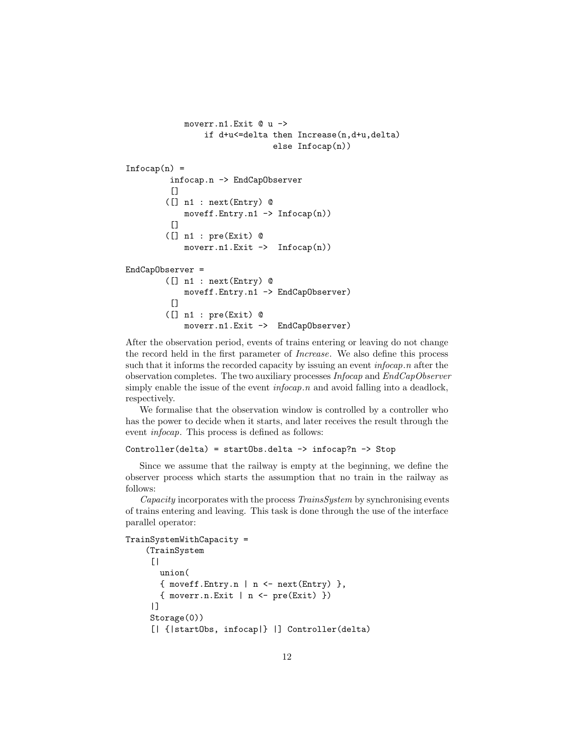```
            moverr.n1.Exit @ u ->
                if d+u<=delta then Increase(n,d+u,delta)
                              else Infocap(n))

Infocap(n) =
         infocap.n -> EndCapObserver
         []
        ([] n1 : next(Entry) @
            moveff.Entry.n1 -> Infocap(n))
         []
        ([] n1 : pre(Exit) @
            moverr.n1.Exit ->  Infocap(n))

EndCapObserver =
        ([] n1 : next(Entry) @
            moveff.Entry.n1 -> EndCapObserver)
         []
        ([] n1 : pre(Exit) @
            moverr.n1.Exit ->  EndCapObserver)
```

After the observation period, events of trains entering or leaving do not change the record held in the first parameter of *Increase*. We also define this process such that it informs the recorded capacity by issuing an event *infocap.n* after the observation completes. The two auxiliary processes *Infocap* and *EndCapObserver* simply enable the issue of the event *infocap.n* and avoid falling into a deadlock, respectively.

We formalise that the observation window is controlled by a controller who has the power to decide when it starts, and later receives the result through the event *infocap*. This process is defined as follows:

```
Controller(delta) = startObs.delta -> infocap?n -> Stop
```

Since we assume that the railway is empty at the beginning, we define the observer process which starts the assumption that no train in the railway as follows:

*Capacity* incorporates with the process *TrainsSystem* by synchronising events of trains entering and leaving. This task is done through the use of the interface parallel operator:

```
TrainSystemWithCapacity =
    (TrainSystem
     [|
       union(
       { moveff.Entry.n | n <- next(Entry) },
       { moverr.n.Exit | n <- pre(Exit) })
     |]
     Storage(0))
     [| {|startObs, infocap|} |] Controller(delta)
```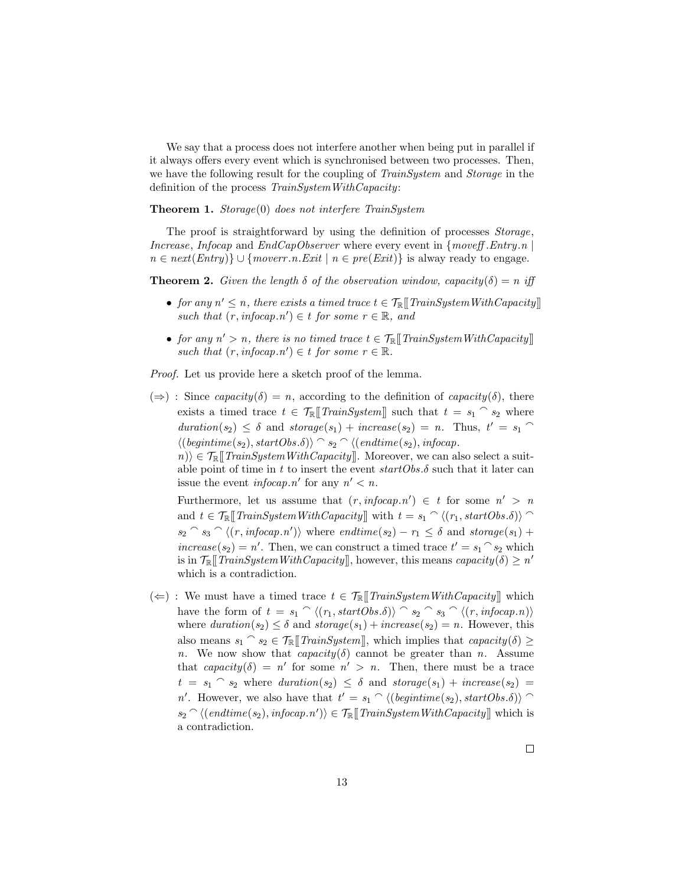We say that a process does not interfere another when being put in parallel if it always offers every event which is synchronised between two processes. Then, we have the following result for the coupling of *TrainSystem* and *Storage* in the definition of the process *TrainSystemWithCapacity*:

**Theorem 1.** *$Storage(0)$ does not interfere TrainSystem*

The proof is straightforward by using the definition of processes *Storage*, *Increase*, *Infocap* and *EndCapObserver* where every event in $\{moveff.Entry.n \mid n \in next(Entry)\} \cup \{moverr.n.Exit \mid n \in pre(Exit)\}$ is alway ready to engage.

**Theorem 2.** *Given the length $\delta$ of the observation window, $capacity(\delta) = n$ iff*

- *for any $n' \leq n$, there exists a timed trace $t \in \mathcal{T}_{\mathbb{R}}[\![TrainSystemWithCapacity]\!]$ such that $(r, infocap.n') \in t$ for some $r \in \mathbb{R}$, and*
- *for any $n' > n$, there is no timed trace $t \in \mathcal{T}_{\mathbb{R}}[\![TrainSystemWithCapacity]\!]$ such that $(r, infocap.n') \in t$ for some $r \in \mathbb{R}$.*

*Proof.* Let us provide here a sketch proof of the lemma.

($\Rightarrow$) : Since $capacity(\delta) = n$, according to the definition of $capacity(\delta)$, there exists a timed trace $t \in \mathcal{T}_{\mathbb{R}}[\![TrainSystem]\!]$ such that $t = s_1 \frown s_2$ where $duration(s_2) \leq \delta$ and $storage(s_1) + increase(s_2) = n$. Thus, $t' = s_1 \frown \langle(begintime(s_2), startObs.\delta)\rangle \frown s_2 \frown \langle(endtime(s_2), infocap.n)\rangle \in \mathcal{T}_{\mathbb{R}}[\![TrainSystemWithCapacity]\!]$. Moreover, we can also select a suitable point of time in $t$ to insert the event $startObs.\delta$ such that it later can issue the event $infocap.n'$ for any $n' < n$.

Furthermore, let us assume that $(r, infocap.n') \in t$ for some $n' > n$ and $t \in \mathcal{T}_{\mathbb{R}}[\![TrainSystemWithCapacity]\!]$ with $t = s_1 \frown \langle(r_1, startObs.\delta)\rangle \frown s_2 \frown s_3 \frown \langle(r, infocap.n')\rangle$ where $endtime(s_2) - r_1 \leq \delta$ and $storage(s_1) + increase(s_2) = n'$. Then, we can construct a timed trace $t' = s_1 \frown s_2$ which is in $\mathcal{T}_{\mathbb{R}}[\![TrainSystemWithCapacity]\!]$, however, this means $capacity(\delta) \geq n'$ which is a contradiction.

($\Leftarrow$) : We must have a timed trace $t \in \mathcal{T}_{\mathbb{R}}[\![TrainSystemWithCapacity]\!]$ which have the form of $t = s_1 \frown \langle(r_1, startObs.\delta)\rangle \frown s_2 \frown s_3 \frown \langle(r, infocap.n)\rangle$ where $duration(s_2) \leq \delta$ and $storage(s_1) + increase(s_2) = n$. However, this also means $s_1 \frown s_2 \in \mathcal{T}_{\mathbb{R}}[\![TrainSystem]\!]$, which implies that $capacity(\delta) \geq n$. We now show that $capacity(\delta)$ cannot be greater than $n$. Assume that $capacity(\delta) = n'$ for some $n' > n$. Then, there must be a trace $t = s_1 \frown s_2$ where $duration(s_2) \leq \delta$ and $storage(s_1) + increase(s_2) = n'$. However, we also have that $t' = s_1 \frown \langle(begintime(s_2), startObs.\delta)\rangle \frown s_2 \frown \langle(endtime(s_2), infocap.n')\rangle \in \mathcal{T}_{\mathbb{R}}[\![TrainSystemWithCapacity]\!]$ which is a contradiction.

□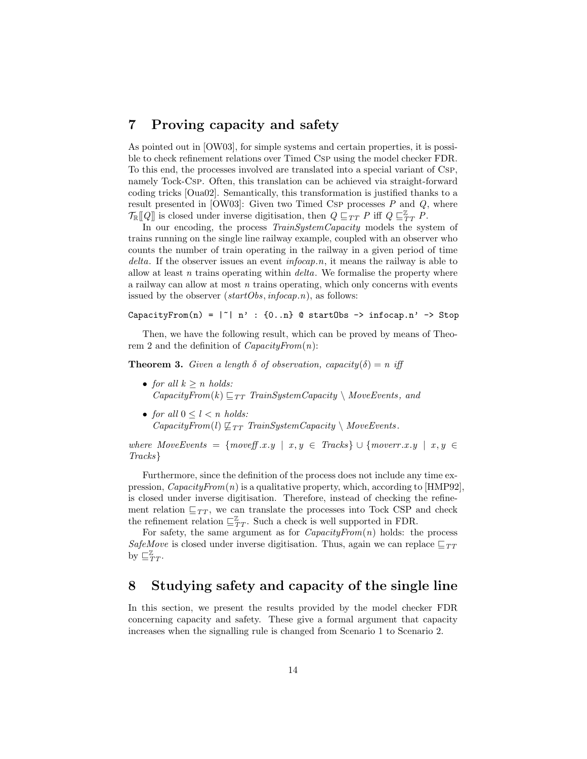## 7 Proving capacity and safety

As pointed out in [OW03], for simple systems and certain properties, it is possible to check refinement relations over Timed CSP using the model checker FDR. To this end, the processes involved are translated into a special variant of CSP, namely Tock-CSP. Often, this translation can be achieved via straight-forward coding tricks [Oua02]. Semantically, this transformation is justified thanks to a result presented in [OW03]: Given two Timed CSP processes $P$ and $Q$, where $\mathcal{T}_{\mathbb{R}}[\![Q]\!]$ is closed under inverse digitisation, then $Q \sqsubseteq_{TT} P$ iff $Q \sqsubseteq_{TT}^{\mathbb{Z}} P$.

In our encoding, the process *TrainSystemCapacity* models the system of trains running on the single line railway example, coupled with an observer who counts the number of train operating in the railway in a given period of time *delta*. If the observer issues an event *infocap.n*, it means the railway is able to allow at least $n$ trains operating within *delta*. We formalise the property where a railway can allow at most $n$ trains operating, which only concerns with events issued by the observer (*startObs*, *infocap.n*), as follows:

```
CapacityFrom(n) = |~| n' : {0..n} @ startObs -> infocap.n' -> Stop
```

Then, we have the following result, which can be proved by means of Theorem 2 and the definition of *CapacityFrom*($n$):

**Theorem 3.** *Given a length $\delta$ of observation, capacity($\delta$) = $n$ iff*

- *for all $k \geq n$ holds:*
  *CapacityFrom*($k$) $\sqsubseteq_{TT}$ *TrainSystemCapacity* $\setminus$ *MoveEvents, and*
- *for all $0 \leq l < n$ holds:*
  *CapacityFrom*($l$) $\not\sqsubseteq_{TT}$ *TrainSystemCapacity* $\setminus$ *MoveEvents.*

*where MoveEvents* $= \{moveff.x.y \mid x, y \in Tracks\} \cup \{moverr.x.y \mid x, y \in Tracks\}$

Furthermore, since the definition of the process does not include any time expression, *CapacityFrom*($n$) is a qualitative property, which, according to [HMP92], is closed under inverse digitisation. Therefore, instead of checking the refinement relation $\sqsubseteq_{TT}$, we can translate the processes into Tock CSP and check the refinement relation $\sqsubseteq_{TT}^{\mathbb{Z}}$. Such a check is well supported in FDR.

For safety, the same argument as for *CapacityFrom*($n$) holds: the process *SafeMove* is closed under inverse digitisation. Thus, again we can replace $\sqsubseteq_{TT}$ by $\sqsubseteq_{TT}^{\mathbb{Z}}$.

## 8 Studying safety and capacity of the single line

In this section, we present the results provided by the model checker FDR concerning capacity and safety. These give a formal argument that capacity increases when the signalling rule is changed from Scenario 1 to Scenario 2.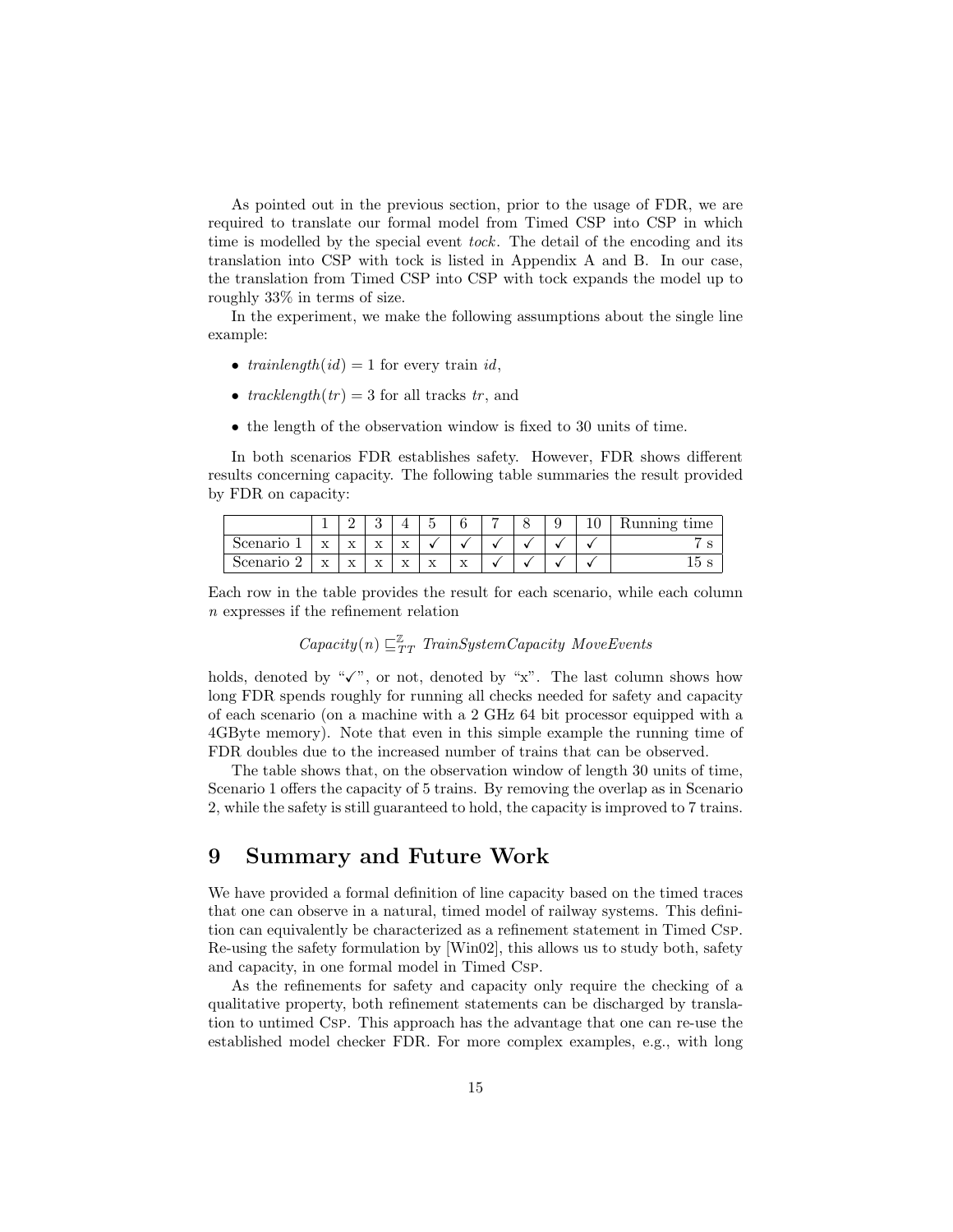As pointed out in the previous section, prior to the usage of FDR, we are required to translate our formal model from Timed CSP into CSP in which time is modelled by the special event *tock*. The detail of the encoding and its translation into CSP with tock is listed in Appendix A and B. In our case, the translation from Timed CSP into CSP with tock expands the model up to roughly 33% in terms of size.

In the experiment, we make the following assumptions about the single line example:

- $trainlength(id) = 1$ for every train $id$,
- $tracklength(tr) = 3$ for all tracks $tr$, and
- the length of the observation window is fixed to 30 units of time.

In both scenarios FDR establishes safety. However, FDR shows different results concerning capacity. The following table summaries the result provided by FDR on capacity:

| | 1 | 2 | 3 | 4 | 5 | 6 | 7 | 8 | 9 | 10 | Running time |
|---|---|---|---|---|---|---|---|---|---|---|---|
| Scenario 1 | x | x | x | x | ✓ | ✓ | ✓ | ✓ | ✓ | ✓ | 7 s |
| Scenario 2 | x | x | x | x | x | x | ✓ | ✓ | ✓ | ✓ | 15 s |

Each row in the table provides the result for each scenario, while each column $n$ expresses if the refinement relation

$$Capacity(n) \sqsubseteq_{TT}^{\mathbb{Z}} TrainSystemCapacity\ MoveEvents$$

holds, denoted by "✓", or not, denoted by "x". The last column shows how long FDR spends roughly for running all checks needed for safety and capacity of each scenario (on a machine with a 2 GHz 64 bit processor equipped with a 4GByte memory). Note that even in this simple example the running time of FDR doubles due to the increased number of trains that can be observed.

The table shows that, on the observation window of length 30 units of time, Scenario 1 offers the capacity of 5 trains. By removing the overlap as in Scenario 2, while the safety is still guaranteed to hold, the capacity is improved to 7 trains.

# 9 Summary and Future Work

We have provided a formal definition of line capacity based on the timed traces that one can observe in a natural, timed model of railway systems. This definition can equivalently be characterized as a refinement statement in Timed CSP. Re-using the safety formulation by [Win02], this allows us to study both, safety and capacity, in one formal model in Timed CSP.

As the refinements for safety and capacity only require the checking of a qualitative property, both refinement statements can be discharged by translation to untimed CSP. This approach has the advantage that one can re-use the established model checker FDR. For more complex examples, e.g., with long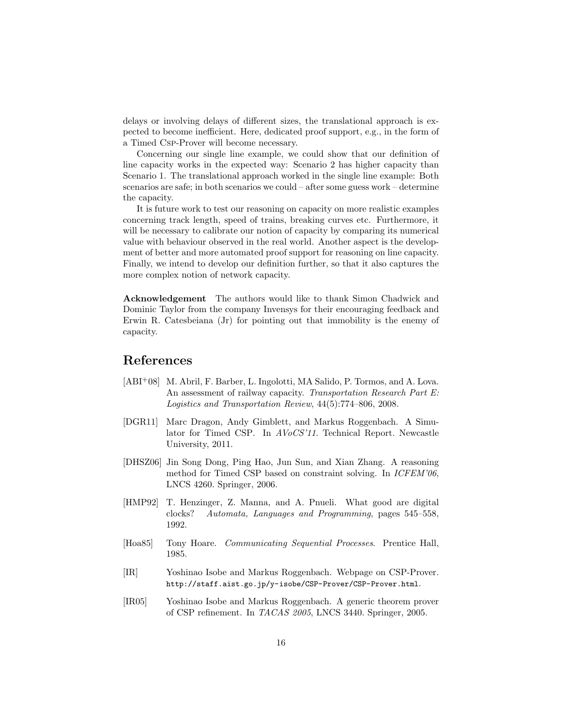delays or involving delays of different sizes, the translational approach is expected to become inefficient. Here, dedicated proof support, e.g., in the form of a Timed Csp-Prover will become necessary.

Concerning our single line example, we could show that our definition of line capacity works in the expected way: Scenario 2 has higher capacity than Scenario 1. The translational approach worked in the single line example: Both scenarios are safe; in both scenarios we could – after some guess work – determine the capacity.

It is future work to test our reasoning on capacity on more realistic examples concerning track length, speed of trains, breaking curves etc. Furthermore, it will be necessary to calibrate our notion of capacity by comparing its numerical value with behaviour observed in the real world. Another aspect is the development of better and more automated proof support for reasoning on line capacity. Finally, we intend to develop our definition further, so that it also captures the more complex notion of network capacity.

**Acknowledgement** The authors would like to thank Simon Chadwick and Dominic Taylor from the company Invensys for their encouraging feedback and Erwin R. Catesbeiana (Jr) for pointing out that immobility is the enemy of capacity.

## References

[ABI+08] M. Abril, F. Barber, L. Ingolotti, MA Salido, P. Tormos, and A. Lova. An assessment of railway capacity. *Transportation Research Part E: Logistics and Transportation Review*, 44(5):774–806, 2008.

[DGR11] Marc Dragon, Andy Gimblett, and Markus Roggenbach. A Simulator for Timed CSP. In *AVoCS'11*. Technical Report. Newcastle University, 2011.

[DHSZ06] Jin Song Dong, Ping Hao, Jun Sun, and Xian Zhang. A reasoning method for Timed CSP based on constraint solving. In *ICFEM'06*, LNCS 4260. Springer, 2006.

[HMP92] T. Henzinger, Z. Manna, and A. Pnueli. What good are digital clocks? *Automata, Languages and Programming*, pages 545–558, 1992.

[Hoa85] Tony Hoare. *Communicating Sequential Processes*. Prentice Hall, 1985.

[IR] Yoshinao Isobe and Markus Roggenbach. Webpage on CSP-Prover. `http://staff.aist.go.jp/y-isobe/CSP-Prover/CSP-Prover.html`.

[IR05] Yoshinao Isobe and Markus Roggenbach. A generic theorem prover of CSP refinement. In *TACAS 2005*, LNCS 3440. Springer, 2005.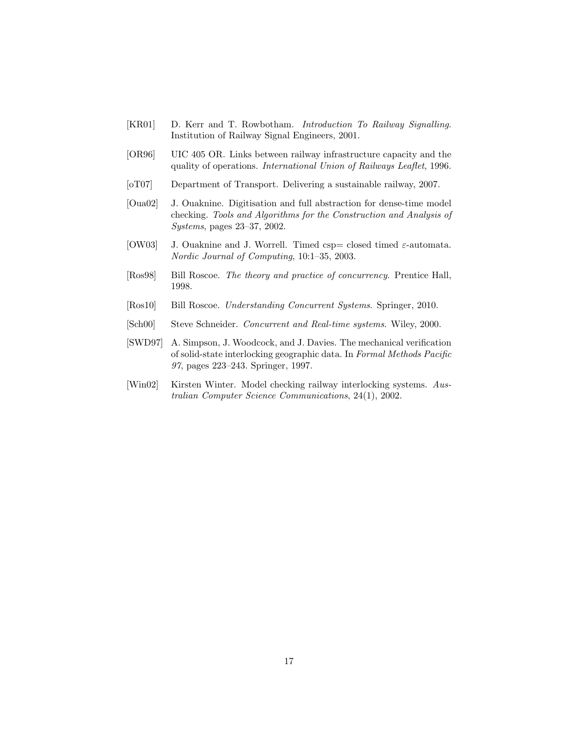[KR01] D. Kerr and T. Rowbotham. *Introduction To Railway Signalling*. Institution of Railway Signal Engineers, 2001.

[OR96] UIC 405 OR. Links between railway infrastructure capacity and the quality of operations. *International Union of Railways Leaflet*, 1996.

[oT07] Department of Transport. Delivering a sustainable railway, 2007.

[Oua02] J. Ouaknine. Digitisation and full abstraction for dense-time model checking. *Tools and Algorithms for the Construction and Analysis of Systems*, pages 23–37, 2002.

[OW03] J. Ouaknine and J. Worrell. Timed csp= closed timed $\varepsilon$-automata. *Nordic Journal of Computing*, 10:1–35, 2003.

[Ros98] Bill Roscoe. *The theory and practice of concurrency*. Prentice Hall, 1998.

[Ros10] Bill Roscoe. *Understanding Concurrent Systems*. Springer, 2010.

[Sch00] Steve Schneider. *Concurrent and Real-time systems*. Wiley, 2000.

[SWD97] A. Simpson, J. Woodcock, and J. Davies. The mechanical verification of solid-state interlocking geographic data. In *Formal Methods Pacific 97*, pages 223–243. Springer, 1997.

[Win02] Kirsten Winter. Model checking railway interlocking systems. *Australian Computer Science Communications*, 24(1), 2002.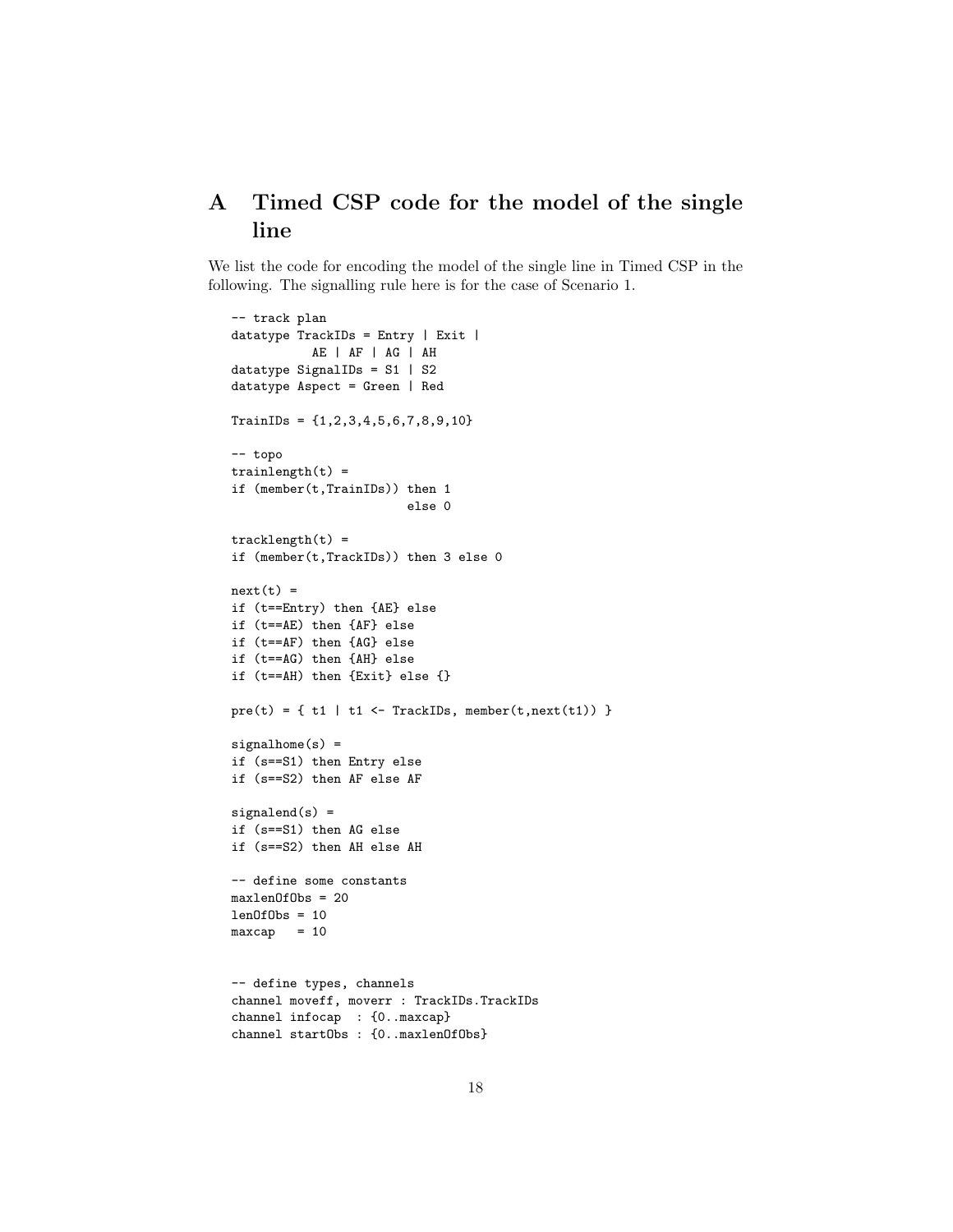# A Timed CSP code for the model of the single line

We list the code for encoding the model of the single line in Timed CSP in the following. The signalling rule here is for the case of Scenario 1.

```
-- track plan
datatype TrackIDs = Entry | Exit |
          AE | AF | AG | AH
datatype SignalIDs = S1 | S2
datatype Aspect = Green | Red

TrainIDs = {1,2,3,4,5,6,7,8,9,10}

-- topo
trainlength(t) =
if (member(t,TrainIDs)) then 1
                       else 0

tracklength(t) =
if (member(t,TrackIDs)) then 3 else 0

next(t) =
if (t==Entry) then {AE} else
if (t==AE) then {AF} else
if (t==AF) then {AG} else
if (t==AG) then {AH} else
if (t==AH) then {Exit} else {}

pre(t) = { t1 | t1 <- TrackIDs, member(t,next(t1)) }

signalhome(s) =
if (s==S1) then Entry else
if (s==S2) then AF else AF

signalend(s) =
if (s==S1) then AG else
if (s==S2) then AH else AH

-- define some constants
maxlenOfObs = 20
lenOfObs = 10
maxcap   = 10


-- define types, channels
channel moveff, moverr : TrackIDs.TrackIDs
channel infocap  : {0..maxcap}
channel startObs : {0..maxlenOfObs}
```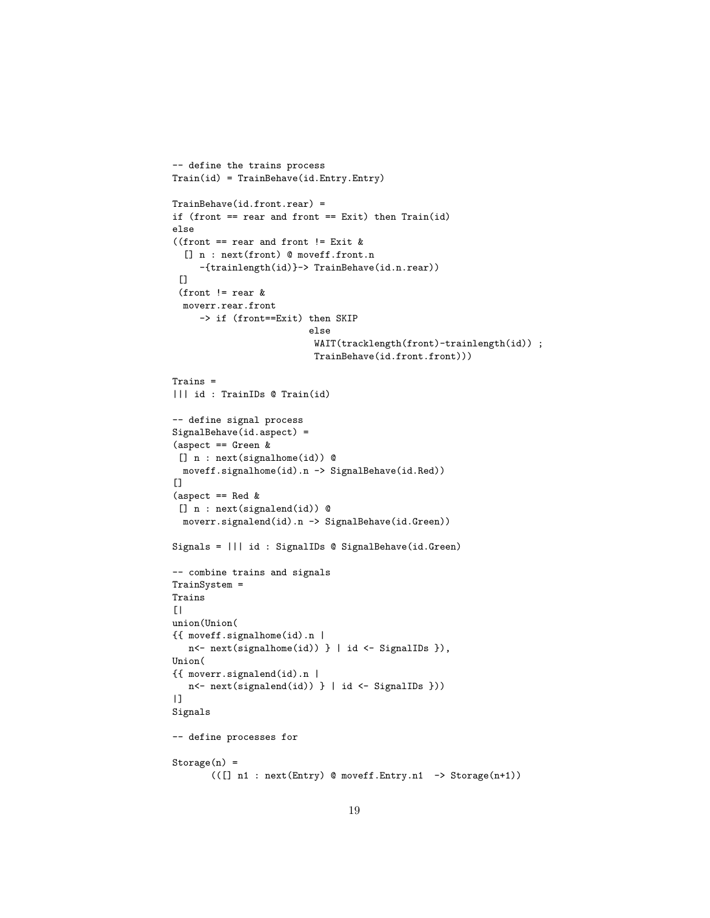```
-- define the trains process
Train(id) = TrainBehave(id.Entry.Entry)

TrainBehave(id.front.rear) =
if (front == rear and front == Exit) then Train(id)
else
((front == rear and front != Exit &
  [] n : next(front) @ moveff.front.n
     -{trainlength(id)}-> TrainBehave(id.n.rear))
 []
 (front != rear &
  moverr.rear.front
     -> if (front==Exit) then SKIP
                         else
                          WAIT(tracklength(front)-trainlength(id)) ;
                          TrainBehave(id.front.front)))

Trains =
||| id : TrainIDs @ Train(id)

-- define signal process
SignalBehave(id.aspect) =
(aspect == Green &
 [] n : next(signalhome(id)) @
  moveff.signalhome(id).n -> SignalBehave(id.Red))
[]
(aspect == Red &
 [] n : next(signalend(id)) @
  moverr.signalend(id).n -> SignalBehave(id.Green))

Signals = ||| id : SignalIDs @ SignalBehave(id.Green)

-- combine trains and signals
TrainSystem =
Trains
[|
union(Union(
{{ moveff.signalhome(id).n |
   n<- next(signalhome(id)) } | id <- SignalIDs }),
Union(
{{ moverr.signalend(id).n |
   n<- next(signalend(id)) } | id <- SignalIDs }))
|]
Signals

-- define processes for

Storage(n) =
       (([] n1 : next(Entry) @ moveff.Entry.n1  -> Storage(n+1))
```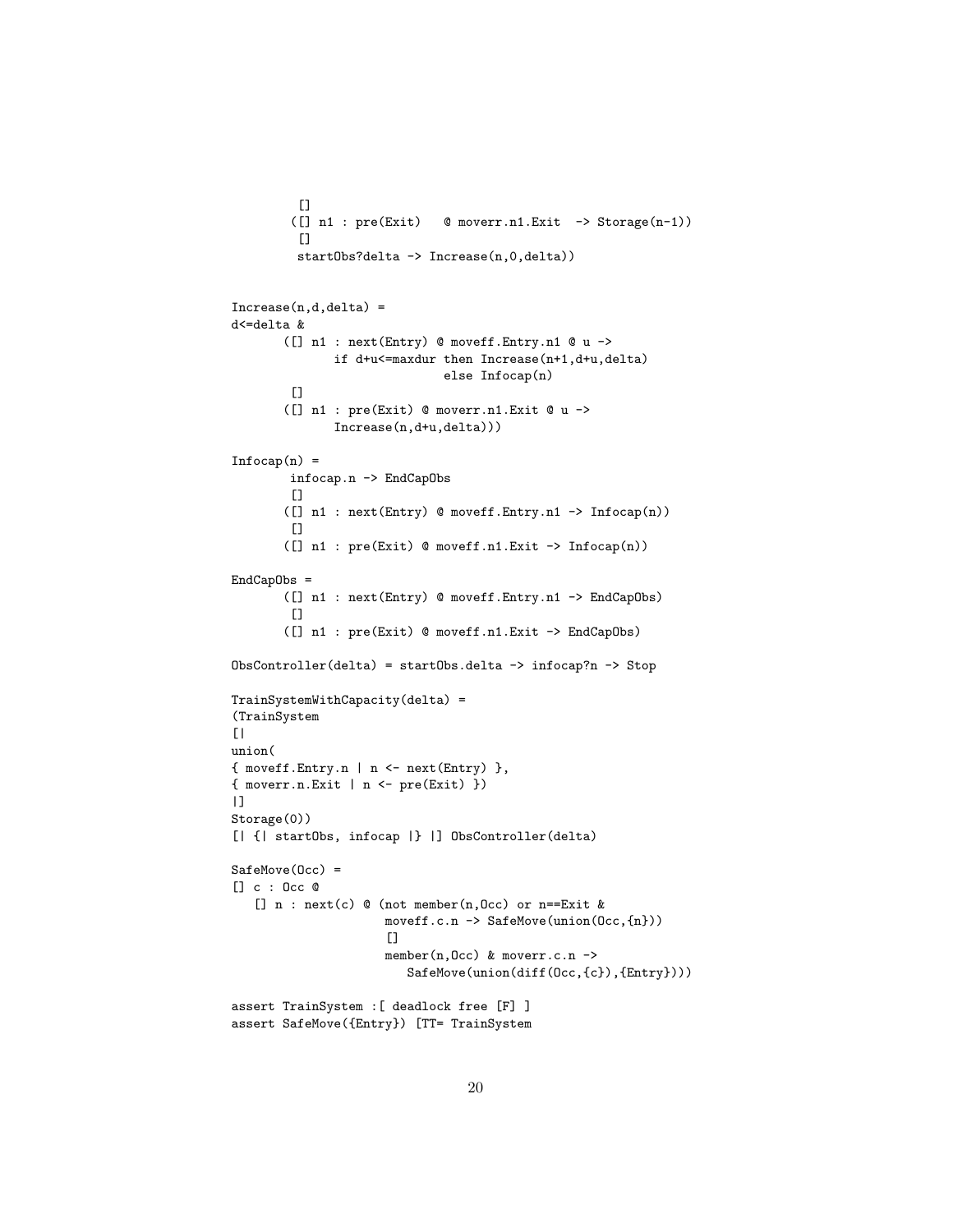```
         []
        ([] n1 : pre(Exit)   @ moverr.n1.Exit  -> Storage(n-1))
         []
         startObs?delta -> Increase(n,0,delta))


Increase(n,d,delta) =
d<=delta &
       ([] n1 : next(Entry) @ moveff.Entry.n1 @ u ->
              if d+u<=maxdur then Increase(n+1,d+u,delta)
                              else Infocap(n)
        []
       ([] n1 : pre(Exit) @ moverr.n1.Exit @ u ->
              Increase(n,d+u,delta)))

Infocap(n) =
        infocap.n -> EndCapObs
        []
       ([] n1 : next(Entry) @ moveff.Entry.n1 -> Infocap(n))
        []
       ([] n1 : pre(Exit) @ moveff.n1.Exit -> Infocap(n))

EndCapObs =
       ([] n1 : next(Entry) @ moveff.Entry.n1 -> EndCapObs)
        []
       ([] n1 : pre(Exit) @ moveff.n1.Exit -> EndCapObs)

ObsController(delta) = startObs.delta -> infocap?n -> Stop

TrainSystemWithCapacity(delta) =
(TrainSystem
[|
union(
{ moveff.Entry.n | n <- next(Entry) },
{ moverr.n.Exit | n <- pre(Exit) })
|]
Storage(0))
[| {| startObs, infocap |} |] ObsController(delta)

SafeMove(Occ) =
[] c : Occ @
   [] n : next(c) @ (not member(n,Occ) or n==Exit &
                    moveff.c.n -> SafeMove(union(Occ,{n}))
                    []
                    member(n,Occ) & moverr.c.n ->
                       SafeMove(union(diff(Occ,{c}),{Entry})))

assert TrainSystem :[ deadlock free [F] ]
assert SafeMove({Entry}) [TT= TrainSystem
```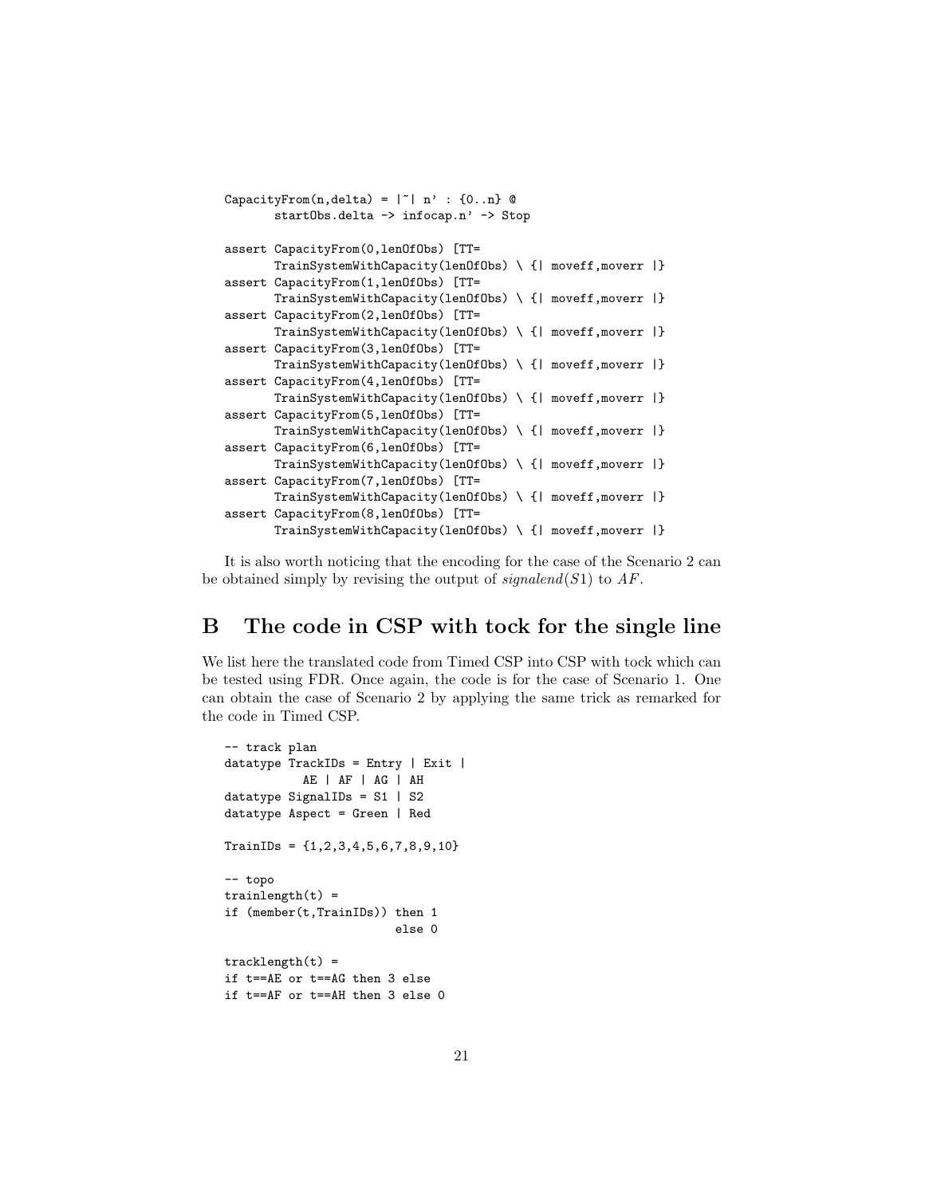```
CapacityFrom(n,delta) = |~| n' : {0..n} @
       startObs.delta -> infocap.n' -> Stop

assert CapacityFrom(0,lenOfObs) [TT=
       TrainSystemWithCapacity(lenOfObs) \ {| moveff,moverr |}
assert CapacityFrom(1,lenOfObs) [TT=
       TrainSystemWithCapacity(lenOfObs) \ {| moveff,moverr |}
assert CapacityFrom(2,lenOfObs) [TT=
       TrainSystemWithCapacity(lenOfObs) \ {| moveff,moverr |}
assert CapacityFrom(3,lenOfObs) [TT=
       TrainSystemWithCapacity(lenOfObs) \ {| moveff,moverr |}
assert CapacityFrom(4,lenOfObs) [TT=
       TrainSystemWithCapacity(lenOfObs) \ {| moveff,moverr |}
assert CapacityFrom(5,lenOfObs) [TT=
       TrainSystemWithCapacity(lenOfObs) \ {| moveff,moverr |}
assert CapacityFrom(6,lenOfObs) [TT=
       TrainSystemWithCapacity(lenOfObs) \ {| moveff,moverr |}
assert CapacityFrom(7,lenOfObs) [TT=
       TrainSystemWithCapacity(lenOfObs) \ {| moveff,moverr |}
assert CapacityFrom(8,lenOfObs) [TT=
       TrainSystemWithCapacity(lenOfObs) \ {| moveff,moverr |}
```

It is also worth noticing that the encoding for the case of the Scenario 2 can be obtained simply by revising the output of *signalend*($S1$) to $AF$.

# B The code in CSP with tock for the single line

We list here the translated code from Timed CSP into CSP with tock which can be tested using FDR. Once again, the code is for the case of Scenario 1. One can obtain the case of Scenario 2 by applying the same trick as remarked for the code in Timed CSP.

```
-- track plan
datatype TrackIDs = Entry | Exit |
          AE | AF | AG | AH
datatype SignalIDs = S1 | S2
datatype Aspect = Green | Red

TrainIDs = {1,2,3,4,5,6,7,8,9,10}

-- topo
trainlength(t) =
if (member(t,TrainIDs)) then 1
                        else 0

tracklength(t) =
if t==AE or t==AG then 3 else
if t==AF or t==AH then 3 else 0
```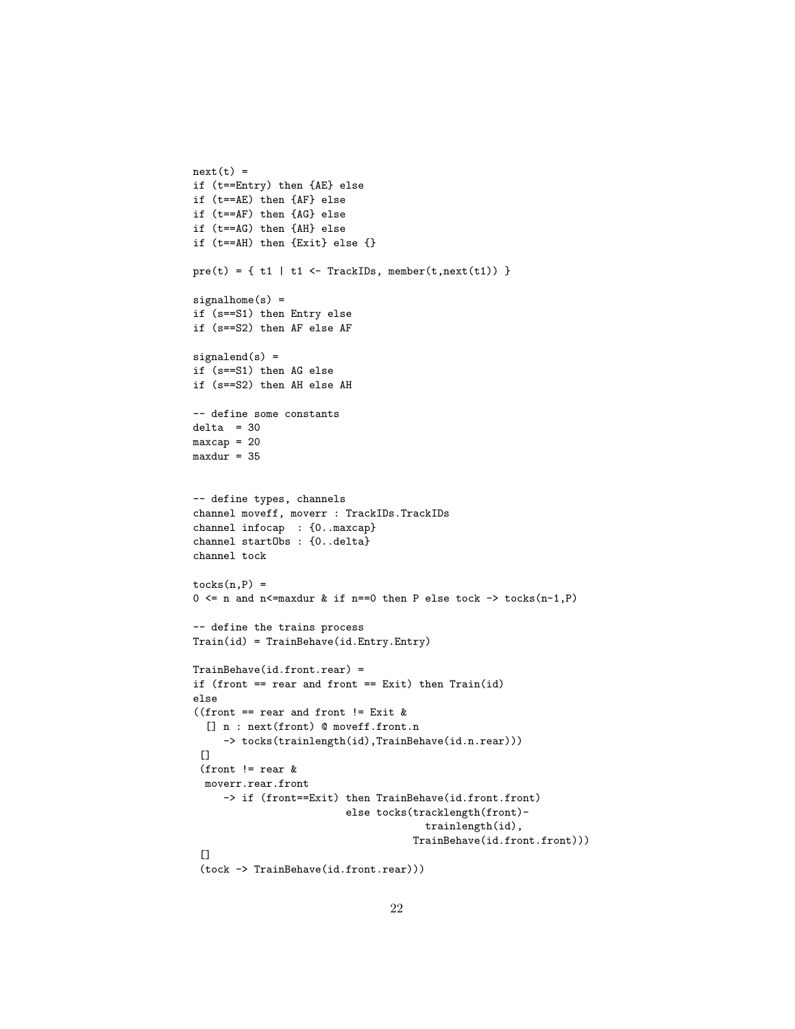```
next(t) =
if (t==Entry) then {AE} else
if (t==AE) then {AF} else
if (t==AF) then {AG} else
if (t==AG) then {AH} else
if (t==AH) then {Exit} else {}

pre(t) = { t1 | t1 <- TrackIDs, member(t,next(t1)) }

signalhome(s) =
if (s==S1) then Entry else
if (s==S2) then AF else AF

signalend(s) =
if (s==S1) then AG else
if (s==S2) then AH else AH

-- define some constants
delta  = 30
maxcap = 20
maxdur = 35


-- define types, channels
channel moveff, moverr : TrackIDs.TrackIDs
channel infocap  : {0..maxcap}
channel startObs : {0..delta}
channel tock

tocks(n,P) =
0 <= n and n<=maxdur & if n==0 then P else tock -> tocks(n-1,P)

-- define the trains process
Train(id) = TrainBehave(id.Entry.Entry)

TrainBehave(id.front.rear) =
if (front == rear and front == Exit) then Train(id)
else
((front == rear and front != Exit &
  [] n : next(front) @ moveff.front.n
     -> tocks(trainlength(id),TrainBehave(id.n.rear)))
 []
 (front != rear &
  moverr.rear.front
     -> if (front==Exit) then TrainBehave(id.front.front)
                         else tocks(tracklength(front)-
                                     trainlength(id),
                                   TrainBehave(id.front.front)))
 []
 (tock -> TrainBehave(id.front.rear)))
```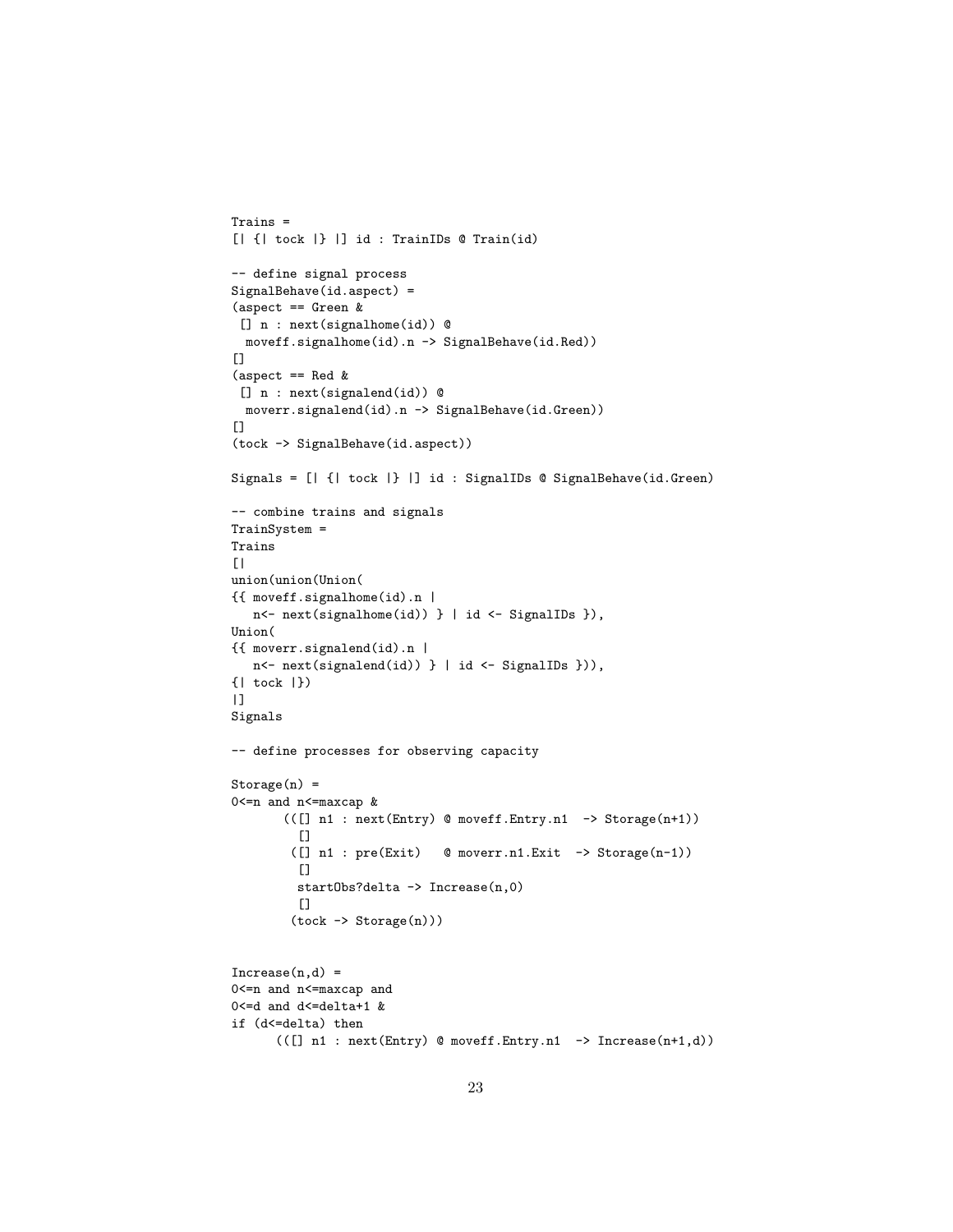```
Trains =
[| {| tock |} |] id : TrainIDs @ Train(id)

-- define signal process
SignalBehave(id.aspect) =
(aspect == Green &
 [] n : next(signalhome(id)) @
  moveff.signalhome(id).n -> SignalBehave(id.Red))
[]
(aspect == Red &
 [] n : next(signalend(id)) @
  moverr.signalend(id).n -> SignalBehave(id.Green))
[]
(tock -> SignalBehave(id.aspect))

Signals = [| {| tock |} |] id : SignalIDs @ SignalBehave(id.Green)

-- combine trains and signals
TrainSystem =
Trains
[|
union(union(Union(
{{ moveff.signalhome(id).n |
   n<- next(signalhome(id)) } | id <- SignalIDs }),
Union(
{{ moverr.signalend(id).n |
   n<- next(signalend(id)) } | id <- SignalIDs })),
{| tock |})
|]
Signals

-- define processes for observing capacity

Storage(n) =
0<=n and n<=maxcap &
       (([] n1 : next(Entry) @ moveff.Entry.n1  -> Storage(n+1))
         []
        ([] n1 : pre(Exit)   @ moverr.n1.Exit  -> Storage(n-1))
         []
         startObs?delta -> Increase(n,0)
         []
        (tock -> Storage(n)))


Increase(n,d) =
0<=n and n<=maxcap and
0<=d and d<=delta+1 &
if (d<=delta) then
      (([] n1 : next(Entry) @ moveff.Entry.n1  -> Increase(n+1,d))
```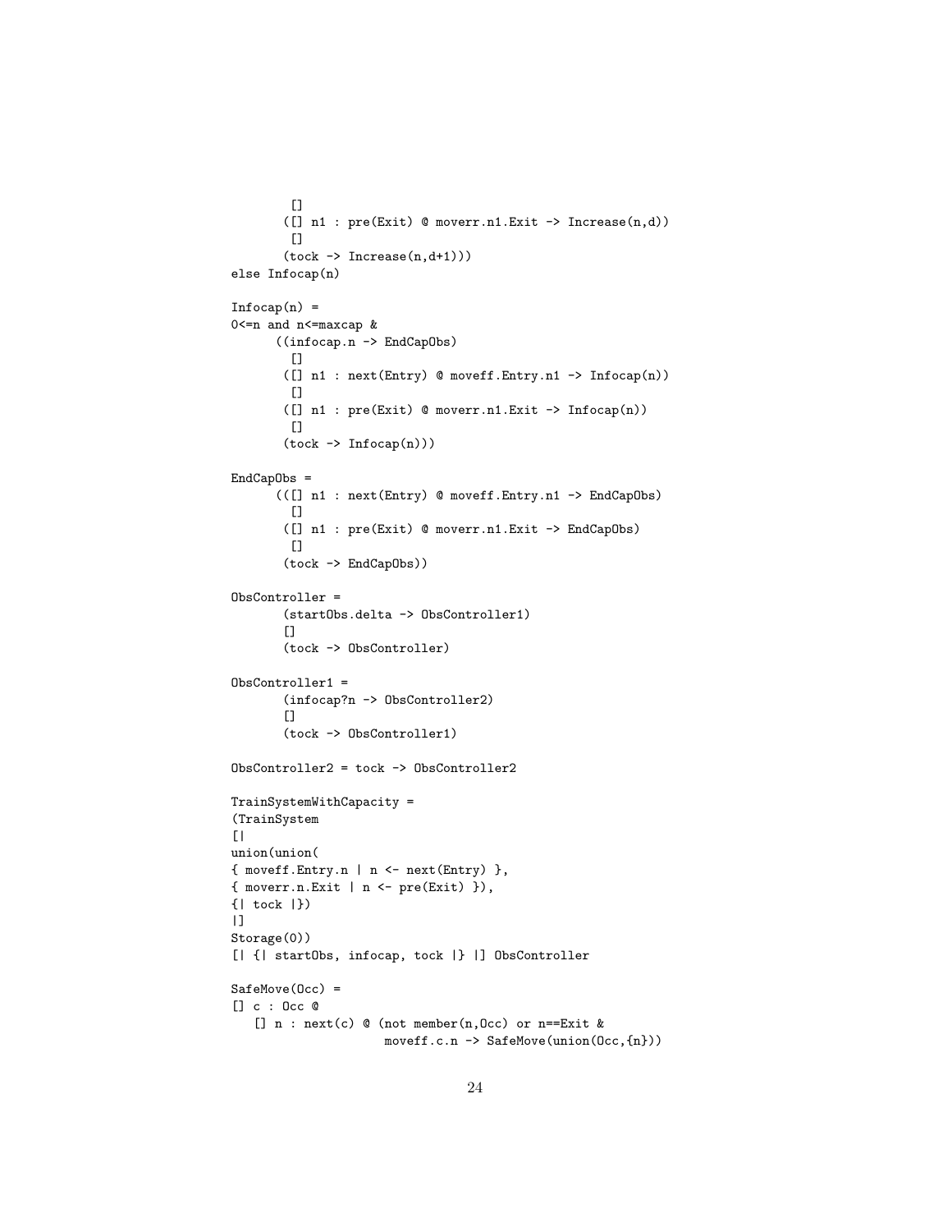```
         []
        ([] n1 : pre(Exit) @ moverr.n1.Exit -> Increase(n,d))
         []
        (tock -> Increase(n,d+1)))
else Infocap(n)

Infocap(n) =
0<=n and n<=maxcap &
      ((infocap.n -> EndCapObs)
         []
        ([] n1 : next(Entry) @ moveff.Entry.n1 -> Infocap(n))
         []
        ([] n1 : pre(Exit) @ moverr.n1.Exit -> Infocap(n))
         []
        (tock -> Infocap(n)))

EndCapObs =
      (([] n1 : next(Entry) @ moveff.Entry.n1 -> EndCapObs)
         []
        ([] n1 : pre(Exit) @ moverr.n1.Exit -> EndCapObs)
         []
        (tock -> EndCapObs))

ObsController =
        (startObs.delta -> ObsController1)
        []
        (tock -> ObsController)

ObsController1 =
        (infocap?n -> ObsController2)
        []
        (tock -> ObsController1)

ObsController2 = tock -> ObsController2

TrainSystemWithCapacity =
(TrainSystem
[|
union(union(
{ moveff.Entry.n | n <- next(Entry) },
{ moverr.n.Exit | n <- pre(Exit) }),
{| tock |})
|]
Storage(0))
[| {| startObs, infocap, tock |} |] ObsController

SafeMove(Occ) =
[] c : Occ @
   [] n : next(c) @ (not member(n,Occ) or n==Exit &
                     moveff.c.n -> SafeMove(union(Occ,{n}))
```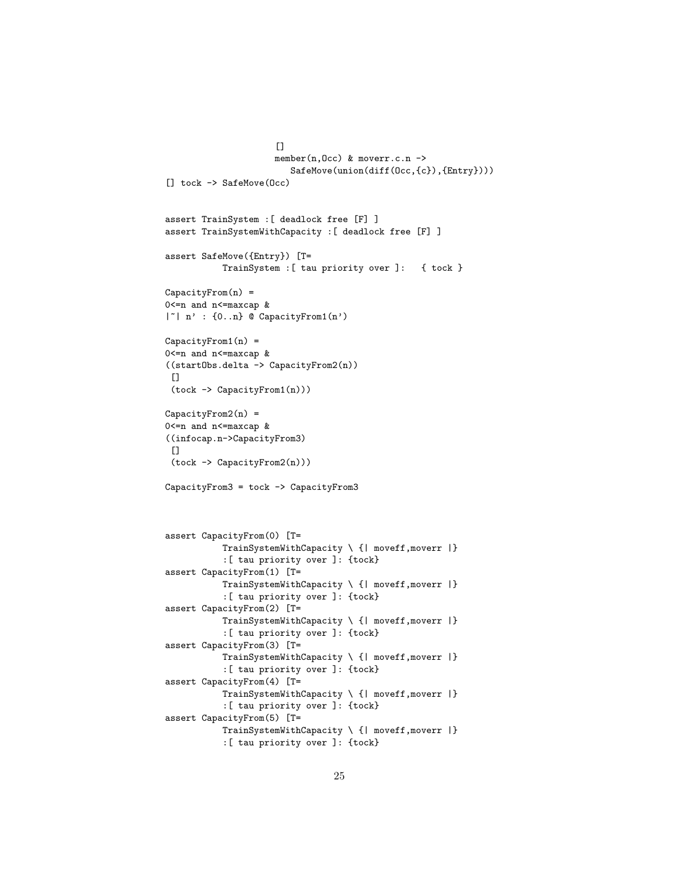```
                    []
                    member(n,Occ) & moverr.c.n ->
                       SafeMove(union(diff(Occ,{c}),{Entry})))
[] tock -> SafeMove(Occ)


assert TrainSystem :[ deadlock free [F] ]
assert TrainSystemWithCapacity :[ deadlock free [F] ]

assert SafeMove({Entry}) [T=
          TrainSystem :[ tau priority over ]:   { tock }

CapacityFrom(n) =
0<=n and n<=maxcap &
|~| n' : {0..n} @ CapacityFrom1(n')

CapacityFrom1(n) =
0<=n and n<=maxcap &
((startObs.delta -> CapacityFrom2(n))
 []
 (tock -> CapacityFrom1(n)))

CapacityFrom2(n) =
0<=n and n<=maxcap &
((infocap.n->CapacityFrom3)
 []
 (tock -> CapacityFrom2(n)))

CapacityFrom3 = tock -> CapacityFrom3



assert CapacityFrom(0) [T=
          TrainSystemWithCapacity \ {| moveff,moverr |}
          :[ tau priority over ]: {tock}
assert CapacityFrom(1) [T=
          TrainSystemWithCapacity \ {| moveff,moverr |}
          :[ tau priority over ]: {tock}
assert CapacityFrom(2) [T=
          TrainSystemWithCapacity \ {| moveff,moverr |}
          :[ tau priority over ]: {tock}
assert CapacityFrom(3) [T=
          TrainSystemWithCapacity \ {| moveff,moverr |}
          :[ tau priority over ]: {tock}
assert CapacityFrom(4) [T=
          TrainSystemWithCapacity \ {| moveff,moverr |}
          :[ tau priority over ]: {tock}
assert CapacityFrom(5) [T=
          TrainSystemWithCapacity \ {| moveff,moverr |}
          :[ tau priority over ]: {tock}
```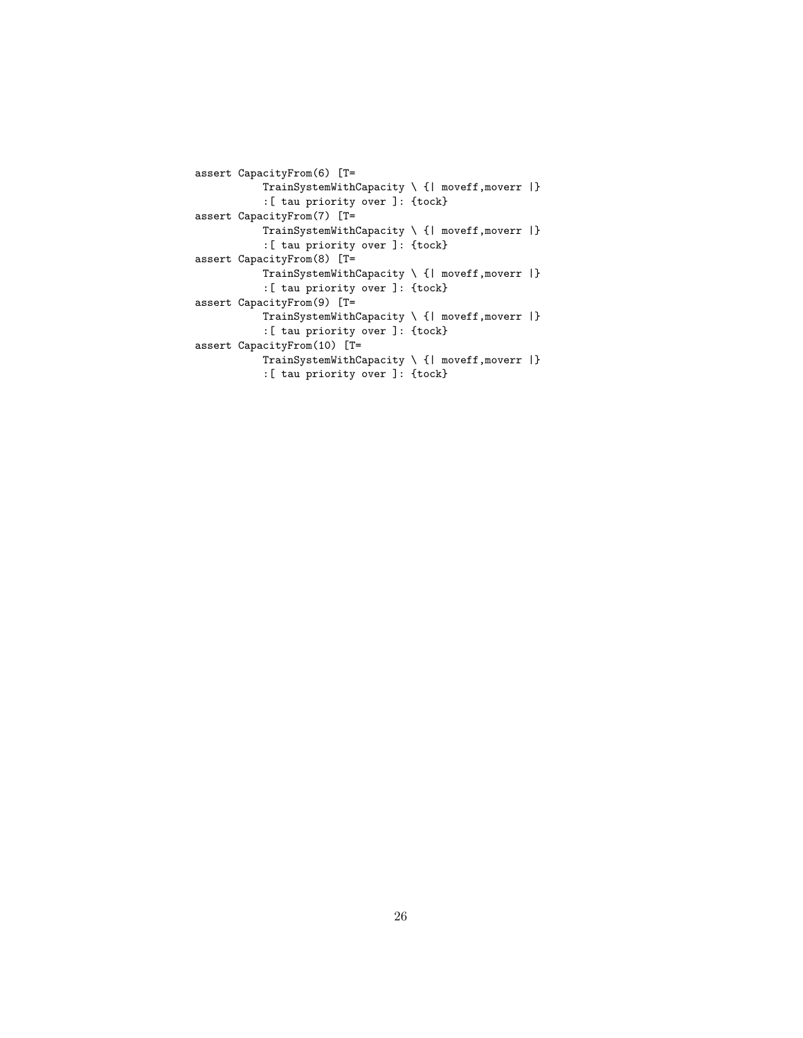```
assert CapacityFrom(6) [T=
          TrainSystemWithCapacity \ {| moveff,moverr |}
          :[ tau priority over ]: {tock}
assert CapacityFrom(7) [T=
          TrainSystemWithCapacity \ {| moveff,moverr |}
          :[ tau priority over ]: {tock}
assert CapacityFrom(8) [T=
          TrainSystemWithCapacity \ {| moveff,moverr |}
          :[ tau priority over ]: {tock}
assert CapacityFrom(9) [T=
          TrainSystemWithCapacity \ {| moveff,moverr |}
          :[ tau priority over ]: {tock}
assert CapacityFrom(10) [T=
          TrainSystemWithCapacity \ {| moveff,moverr |}
          :[ tau priority over ]: {tock}
```